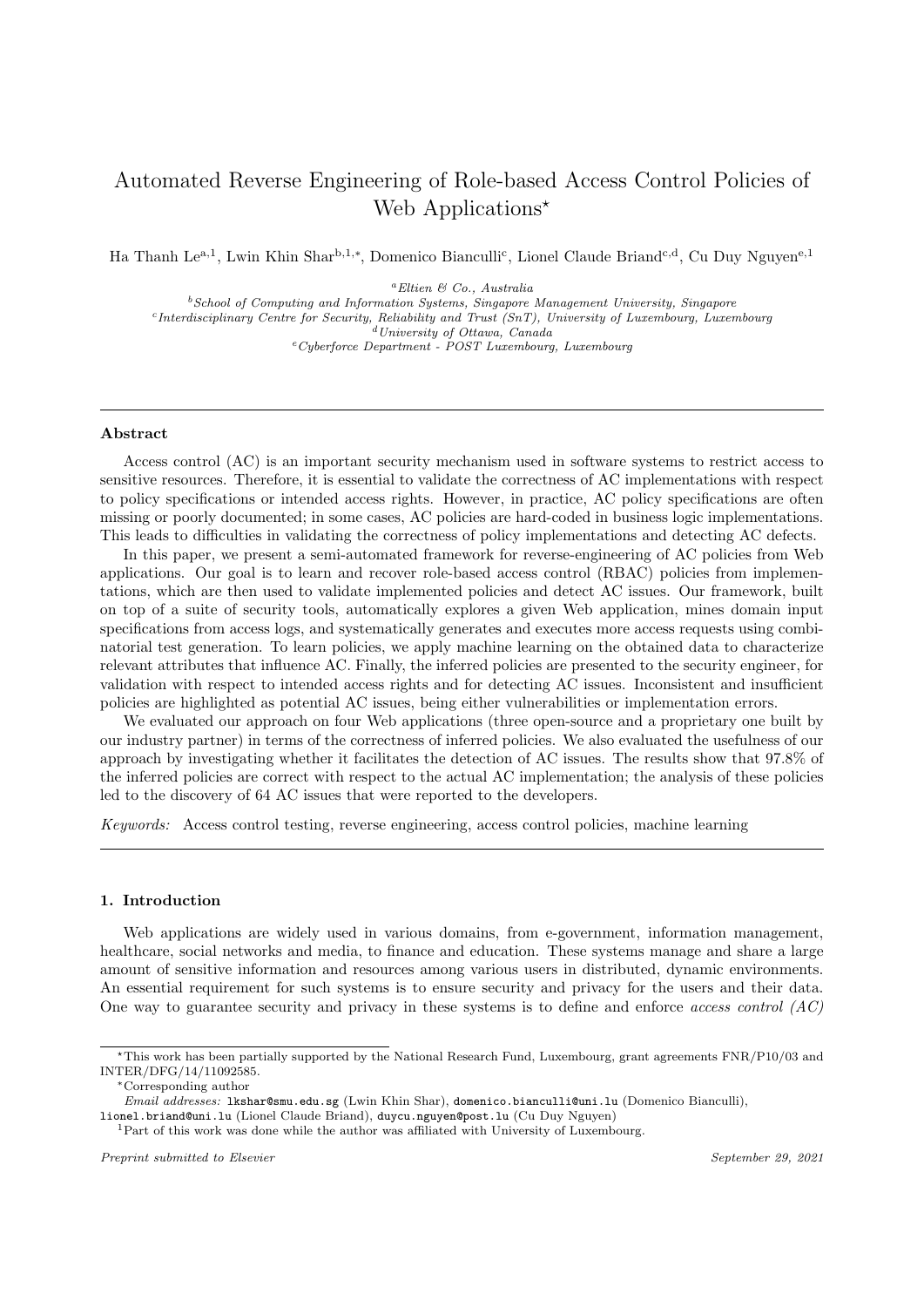# Automated Reverse Engineering of Role-based Access Control Policies of Web Applications*

Ha Thanh Le[a,1], Lwin Khin Shar[b,1,*], Domenico Bianculli[c], Lionel Claude Briand[c,d], Cu Duy Nguyen[e,1]

[a] *Eltien & Co., Australia*
[b] *School of Computing and Information Systems, Singapore Management University, Singapore*
[c] *Interdisciplinary Centre for Security, Reliability and Trust (SnT), University of Luxembourg, Luxembourg*
[d] *University of Ottawa, Canada*
[e] *Cyberforce Department - POST Luxembourg, Luxembourg*

## Abstract

Access control (AC) is an important security mechanism used in software systems to restrict access to sensitive resources. Therefore, it is essential to validate the correctness of AC implementations with respect to policy specifications or intended access rights. However, in practice, AC policy specifications are often missing or poorly documented; in some cases, AC policies are hard-coded in business logic implementations. This leads to difficulties in validating the correctness of policy implementations and detecting AC defects.

In this paper, we present a semi-automated framework for reverse-engineering of AC policies from Web applications. Our goal is to learn and recover role-based access control (RBAC) policies from implementations, which are then used to validate implemented policies and detect AC issues. Our framework, built on top of a suite of security tools, automatically explores a given Web application, mines domain input specifications from access logs, and systematically generates and executes more access requests using combinatorial test generation. To learn policies, we apply machine learning on the obtained data to characterize relevant attributes that influence AC. Finally, the inferred policies are presented to the security engineer, for validation with respect to intended access rights and for detecting AC issues. Inconsistent and insufficient policies are highlighted as potential AC issues, being either vulnerabilities or implementation errors.

We evaluated our approach on four Web applications (three open-source and a proprietary one built by our industry partner) in terms of the correctness of inferred policies. We also evaluated the usefulness of our approach by investigating whether it facilitates the detection of AC issues. The results show that 97.8% of the inferred policies are correct with respect to the actual AC implementation; the analysis of these policies led to the discovery of 64 AC issues that were reported to the developers.

*Keywords:* Access control testing, reverse engineering, access control policies, machine learning

## 1. Introduction

Web applications are widely used in various domains, from e-government, information management, healthcare, social networks and media, to finance and education. These systems manage and share a large amount of sensitive information and resources among various users in distributed, dynamic environments. An essential requirement for such systems is to ensure security and privacy for the users and their data. One way to guarantee security and privacy in these systems is to define and enforce *access control (AC)*

---

*This work has been partially supported by the National Research Fund, Luxembourg, grant agreements FNR/P10/03 and INTER/DFG/14/11092585.

*Corresponding author

*Email addresses:* lkshar@smu.edu.sg (Lwin Khin Shar), domenico.bianculli@uni.lu (Domenico Bianculli), lionel.briand@uni.lu (Lionel Claude Briand), duycu.nguyen@post.lu (Cu Duy Nguyen)

[1] Part of this work was done while the author was affiliated with University of Luxembourg.

*Preprint submitted to Elsevier* — *September 29, 2021*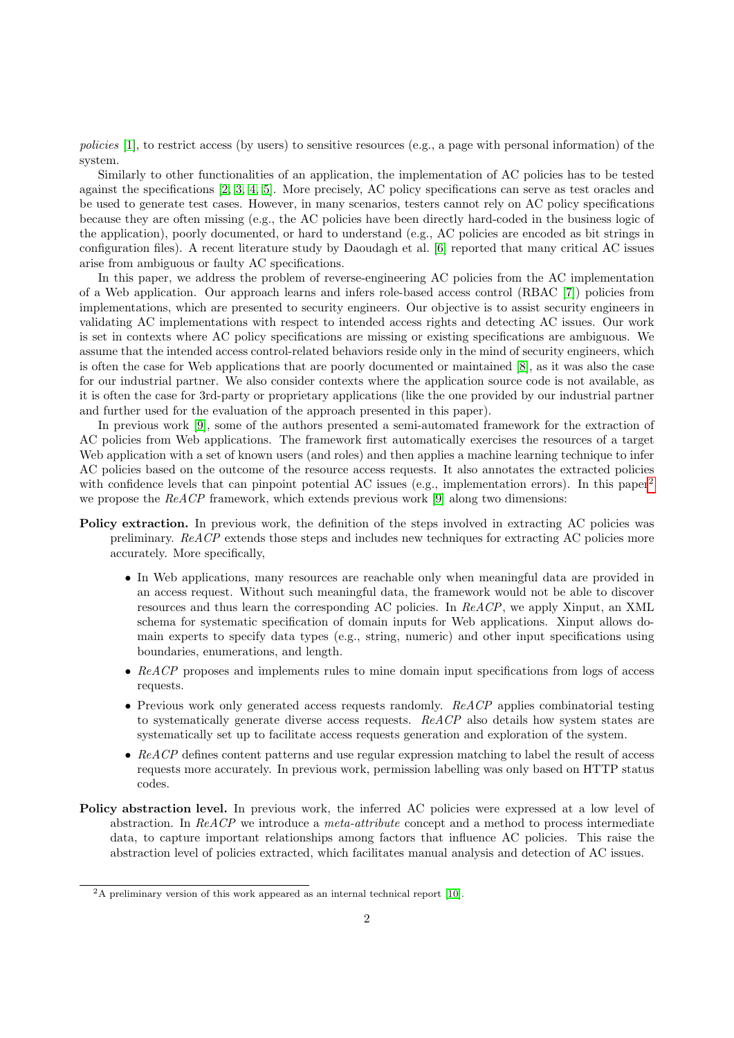*policies* [1], to restrict access (by users) to sensitive resources (e.g., a page with personal information) of the system.

Similarly to other functionalities of an application, the implementation of AC policies has to be tested against the specifications [2, 3, 4, 5]. More precisely, AC policy specifications can serve as test oracles and be used to generate test cases. However, in many scenarios, testers cannot rely on AC policy specifications because they are often missing (e.g., the AC policies have been directly hard-coded in the business logic of the application), poorly documented, or hard to understand (e.g., AC policies are encoded as bit strings in configuration files). A recent literature study by Daoudagh et al. [6] reported that many critical AC issues arise from ambiguous or faulty AC specifications.

In this paper, we address the problem of reverse-engineering AC policies from the AC implementation of a Web application. Our approach learns and infers role-based access control (RBAC [7]) policies from implementations, which are presented to security engineers. Our objective is to assist security engineers in validating AC implementations with respect to intended access rights and detecting AC issues. Our work is set in contexts where AC policy specifications are missing or existing specifications are ambiguous. We assume that the intended access control-related behaviors reside only in the mind of security engineers, which is often the case for Web applications that are poorly documented or maintained [8], as it was also the case for our industrial partner. We also consider contexts where the application source code is not available, as it is often the case for 3rd-party or proprietary applications (like the one provided by our industrial partner and further used for the evaluation of the approach presented in this paper).

In previous work [9], some of the authors presented a semi-automated framework for the extraction of AC policies from Web applications. The framework first automatically exercises the resources of a target Web application with a set of known users (and roles) and then applies a machine learning technique to infer AC policies based on the outcome of the resource access requests. It also annotates the extracted policies with confidence levels that can pinpoint potential AC issues (e.g., implementation errors). In this paper[2] we propose the *ReACP* framework, which extends previous work [9] along two dimensions:

**Policy extraction.** In previous work, the definition of the steps involved in extracting AC policies was preliminary. *ReACP* extends those steps and includes new techniques for extracting AC policies more accurately. More specifically,

- In Web applications, many resources are reachable only when meaningful data are provided in an access request. Without such meaningful data, the framework would not be able to discover resources and thus learn the corresponding AC policies. In *ReACP*, we apply Xinput, an XML schema for systematic specification of domain inputs for Web applications. Xinput allows domain experts to specify data types (e.g., string, numeric) and other input specifications using boundaries, enumerations, and length.
- *ReACP* proposes and implements rules to mine domain input specifications from logs of access requests.
- Previous work only generated access requests randomly. *ReACP* applies combinatorial testing to systematically generate diverse access requests. *ReACP* also details how system states are systematically set up to facilitate access requests generation and exploration of the system.
- *ReACP* defines content patterns and use regular expression matching to label the result of access requests more accurately. In previous work, permission labelling was only based on HTTP status codes.

**Policy abstraction level.** In previous work, the inferred AC policies were expressed at a low level of abstraction. In *ReACP* we introduce a *meta-attribute* concept and a method to process intermediate data, to capture important relationships among factors that influence AC policies. This raise the abstraction level of policies extracted, which facilitates manual analysis and detection of AC issues.

[2] A preliminary version of this work appeared as an internal technical report [10].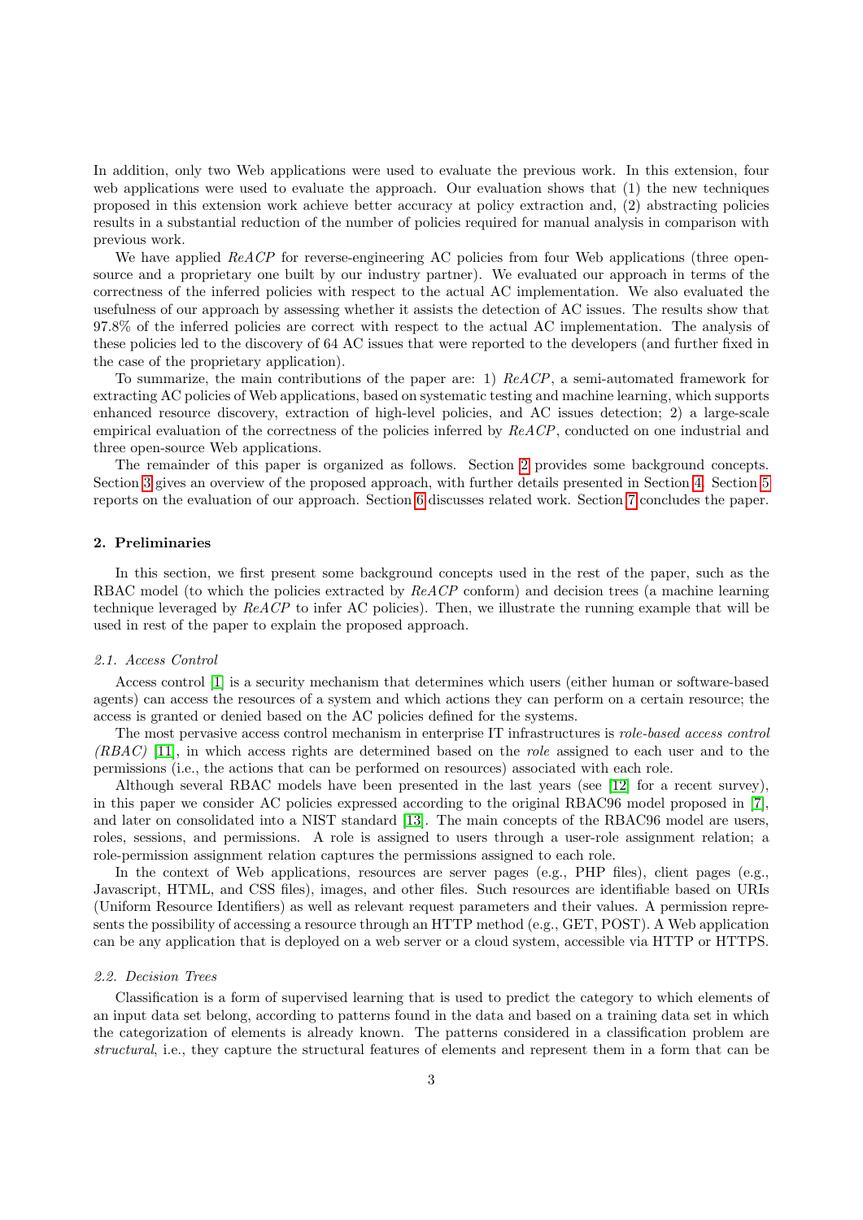In addition, only two Web applications were used to evaluate the previous work. In this extension, four web applications were used to evaluate the approach. Our evaluation shows that (1) the new techniques proposed in this extension work achieve better accuracy at policy extraction and, (2) abstracting policies results in a substantial reduction of the number of policies required for manual analysis in comparison with previous work.

We have applied *ReACP* for reverse-engineering AC policies from four Web applications (three open-source and a proprietary one built by our industry partner). We evaluated our approach in terms of the correctness of the inferred policies with respect to the actual AC implementation. We also evaluated the usefulness of our approach by assessing whether it assists the detection of AC issues. The results show that 97.8% of the inferred policies are correct with respect to the actual AC implementation. The analysis of these policies led to the discovery of 64 AC issues that were reported to the developers (and further fixed in the case of the proprietary application).

To summarize, the main contributions of the paper are: 1) *ReACP*, a semi-automated framework for extracting AC policies of Web applications, based on systematic testing and machine learning, which supports enhanced resource discovery, extraction of high-level policies, and AC issues detection; 2) a large-scale empirical evaluation of the correctness of the policies inferred by *ReACP*, conducted on one industrial and three open-source Web applications.

The remainder of this paper is organized as follows. Section 2 provides some background concepts. Section 3 gives an overview of the proposed approach, with further details presented in Section 4. Section 5 reports on the evaluation of our approach. Section 6 discusses related work. Section 7 concludes the paper.

## 2. Preliminaries

In this section, we first present some background concepts used in the rest of the paper, such as the RBAC model (to which the policies extracted by *ReACP* conform) and decision trees (a machine learning technique leveraged by *ReACP* to infer AC policies). Then, we illustrate the running example that will be used in rest of the paper to explain the proposed approach.

### *2.1. Access Control*

Access control [1] is a security mechanism that determines which users (either human or software-based agents) can access the resources of a system and which actions they can perform on a certain resource; the access is granted or denied based on the AC policies defined for the systems.

The most pervasive access control mechanism in enterprise IT infrastructures is *role-based access control (RBAC)* [11], in which access rights are determined based on the *role* assigned to each user and to the permissions (i.e., the actions that can be performed on resources) associated with each role.

Although several RBAC models have been presented in the last years (see [12] for a recent survey), in this paper we consider AC policies expressed according to the original RBAC96 model proposed in [7], and later on consolidated into a NIST standard [13]. The main concepts of the RBAC96 model are users, roles, sessions, and permissions. A role is assigned to users through a user-role assignment relation; a role-permission assignment relation captures the permissions assigned to each role.

In the context of Web applications, resources are server pages (e.g., PHP files), client pages (e.g., Javascript, HTML, and CSS files), images, and other files. Such resources are identifiable based on URIs (Uniform Resource Identifiers) as well as relevant request parameters and their values. A permission represents the possibility of accessing a resource through an HTTP method (e.g., GET, POST). A Web application can be any application that is deployed on a web server or a cloud system, accessible via HTTP or HTTPS.

### *2.2. Decision Trees*

Classification is a form of supervised learning that is used to predict the category to which elements of an input data set belong, according to patterns found in the data and based on a training data set in which the categorization of elements is already known. The patterns considered in a classification problem are *structural*, i.e., they capture the structural features of elements and represent them in a form that can be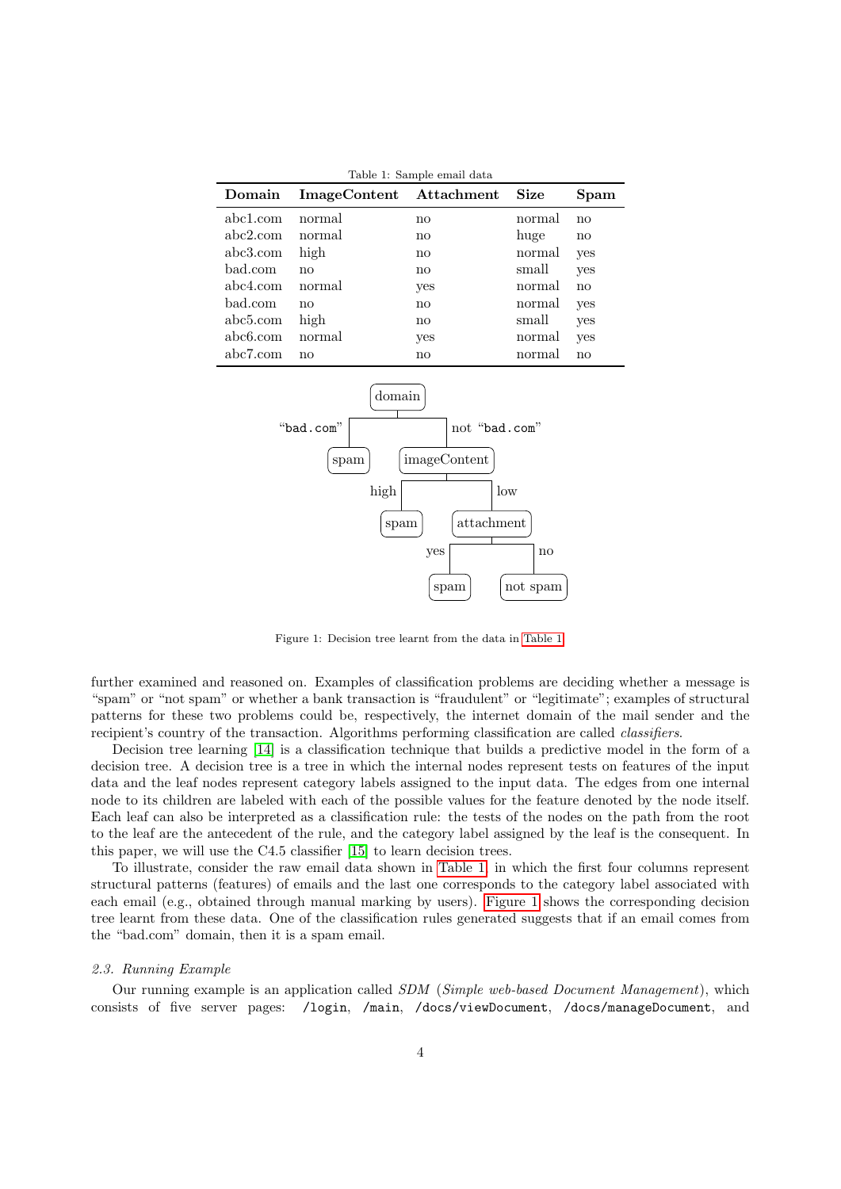Table 1: Sample email data

| Domain | ImageContent | Attachment | Size | Spam |
|---|---|---|---|---|
| abc1.com | normal | no | normal | no |
| abc2.com | normal | no | huge | no |
| abc3.com | high | no | normal | yes |
| bad.com | no | no | small | yes |
| abc4.com | normal | yes | normal | no |
| bad.com | no | no | normal | yes |
| abc5.com | high | no | small | yes |
| abc6.com | normal | yes | normal | yes |
| abc7.com | no | no | normal | no |

Figure 1: Decision tree learnt from the data in Table 1

further examined and reasoned on. Examples of classification problems are deciding whether a message is "spam" or "not spam" or whether a bank transaction is "fraudulent" or "legitimate"; examples of structural patterns for these two problems could be, respectively, the internet domain of the mail sender and the recipient's country of the transaction. Algorithms performing classification are called *classifiers*.

Decision tree learning [14] is a classification technique that builds a predictive model in the form of a decision tree. A decision tree is a tree in which the internal nodes represent tests on features of the input data and the leaf nodes represent category labels assigned to the input data. The edges from one internal node to its children are labeled with each of the possible values for the feature denoted by the node itself. Each leaf can also be interpreted as a classification rule: the tests of the nodes on the path from the root to the leaf are the antecedent of the rule, and the category label assigned by the leaf is the consequent. In this paper, we will use the C4.5 classifier [15] to learn decision trees.

To illustrate, consider the raw email data shown in Table 1, in which the first four columns represent structural patterns (features) of emails and the last one corresponds to the category label associated with each email (e.g., obtained through manual marking by users). Figure 1 shows the corresponding decision tree learnt from these data. One of the classification rules generated suggests that if an email comes from the "bad.com" domain, then it is a spam email.

### 2.3. Running Example

Our running example is an application called *SDM* (*Simple web-based Document Management*), which consists of five server pages: `/login`, `/main`, `/docs/viewDocument`, `/docs/manageDocument`, and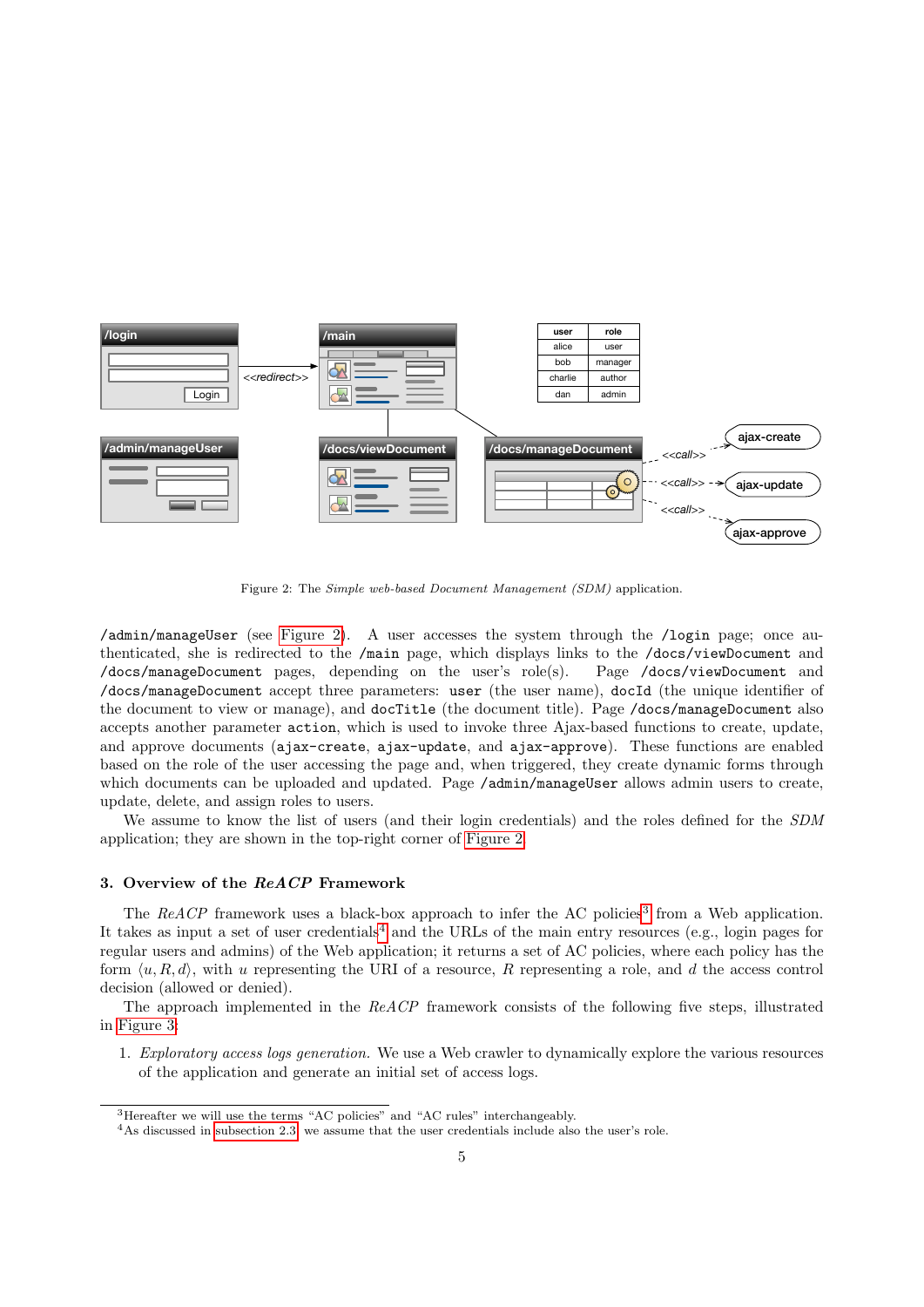| user | role |
| --- | --- |
| alice | user |
| bob | manager |
| charlie | author |
| dan | admin |

Figure 2: The *Simple web-based Document Management (SDM)* application.

`/admin/manageUser` (see Figure 2). A user accesses the system through the `/login` page; once authenticated, she is redirected to the `/main` page, which displays links to the `/docs/viewDocument` and `/docs/manageDocument` pages, depending on the user's role(s). Page `/docs/viewDocument` and `/docs/manageDocument` accept three parameters: `user` (the user name), `docId` (the unique identifier of the document to view or manage), and `docTitle` (the document title). Page `/docs/manageDocument` also accepts another parameter `action`, which is used to invoke three Ajax-based functions to create, update, and approve documents (`ajax-create`, `ajax-update`, and `ajax-approve`). These functions are enabled based on the role of the user accessing the page and, when triggered, they create dynamic forms through which documents can be uploaded and updated. Page `/admin/manageUser` allows admin users to create, update, delete, and assign roles to users.

We assume to know the list of users (and their login credentials) and the roles defined for the *SDM* application; they are shown in the top-right corner of Figure 2.

## 3. Overview of the *ReACP* Framework

The *ReACP* framework uses a black-box approach to infer the AC policies[3] from a Web application. It takes as input a set of user credentials[4] and the URLs of the main entry resources (e.g., login pages for regular users and admins) of the Web application; it returns a set of AC policies, where each policy has the form $\langle u, R, d \rangle$, with $u$ representing the URI of a resource, $R$ representing a role, and $d$ the access control decision (allowed or denied).

The approach implemented in the *ReACP* framework consists of the following five steps, illustrated in Figure 3:

1. *Exploratory access logs generation.* We use a Web crawler to dynamically explore the various resources of the application and generate an initial set of access logs.

[3] Hereafter we will use the terms "AC policies" and "AC rules" interchangeably.

[4] As discussed in subsection 2.3, we assume that the user credentials include also the user's role.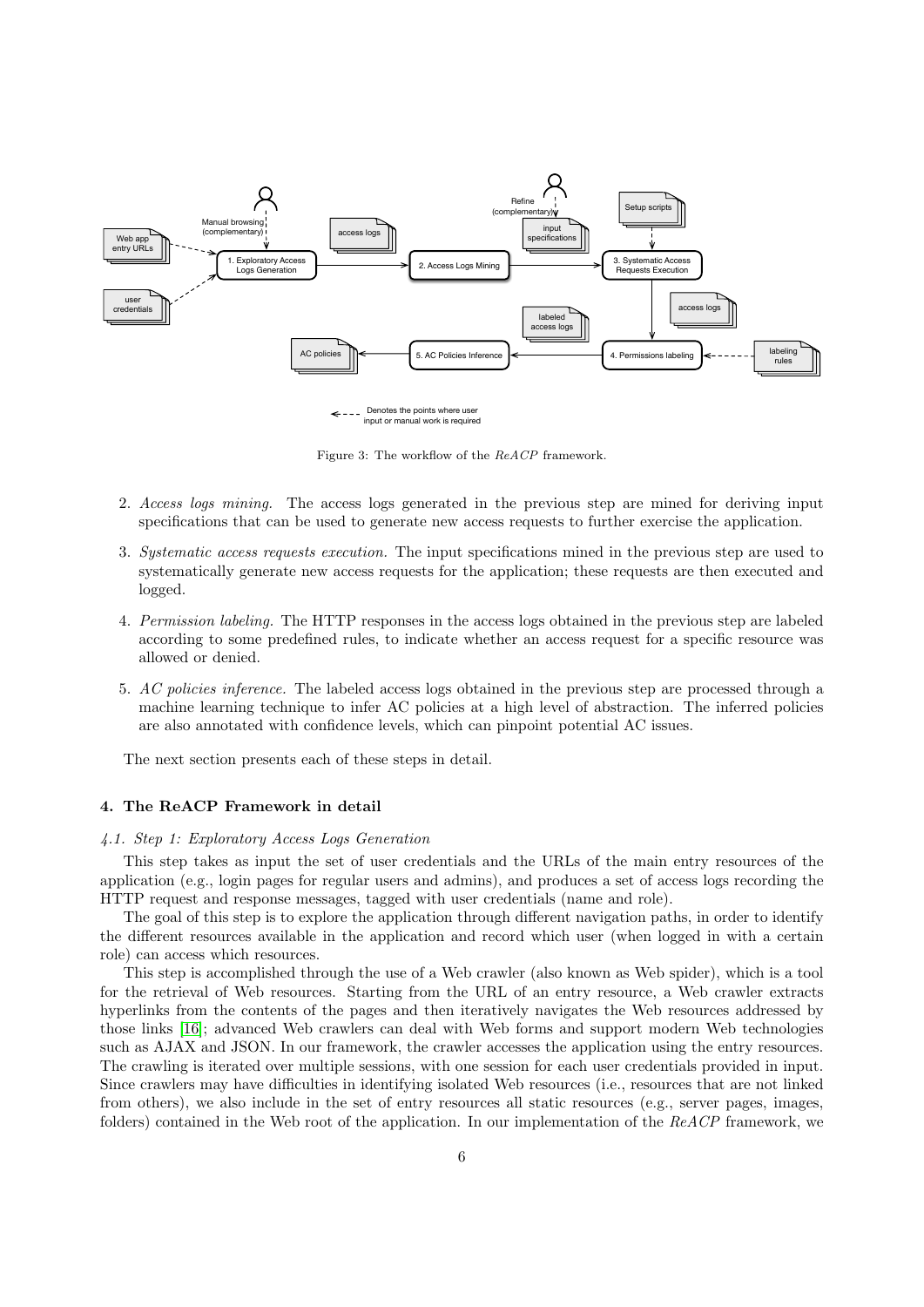Figure 3: The workflow of the *ReACP* framework.

2. *Access logs mining.* The access logs generated in the previous step are mined for deriving input specifications that can be used to generate new access requests to further exercise the application.

3. *Systematic access requests execution.* The input specifications mined in the previous step are used to systematically generate new access requests for the application; these requests are then executed and logged.

4. *Permission labeling.* The HTTP responses in the access logs obtained in the previous step are labeled according to some predefined rules, to indicate whether an access request for a specific resource was allowed or denied.

5. *AC policies inference.* The labeled access logs obtained in the previous step are processed through a machine learning technique to infer AC policies at a high level of abstraction. The inferred policies are also annotated with confidence levels, which can pinpoint potential AC issues.

The next section presents each of these steps in detail.

## 4. The ReACP Framework in detail

### *4.1. Step 1: Exploratory Access Logs Generation*

This step takes as input the set of user credentials and the URLs of the main entry resources of the application (e.g., login pages for regular users and admins), and produces a set of access logs recording the HTTP request and response messages, tagged with user credentials (name and role).

The goal of this step is to explore the application through different navigation paths, in order to identify the different resources available in the application and record which user (when logged in with a certain role) can access which resources.

This step is accomplished through the use of a Web crawler (also known as Web spider), which is a tool for the retrieval of Web resources. Starting from the URL of an entry resource, a Web crawler extracts hyperlinks from the contents of the pages and then iteratively navigates the Web resources addressed by those links [16]; advanced Web crawlers can deal with Web forms and support modern Web technologies such as AJAX and JSON. In our framework, the crawler accesses the application using the entry resources. The crawling is iterated over multiple sessions, with one session for each user credentials provided in input. Since crawlers may have difficulties in identifying isolated Web resources (i.e., resources that are not linked from others), we also include in the set of entry resources all static resources (e.g., server pages, images, folders) contained in the Web root of the application. In our implementation of the *ReACP* framework, we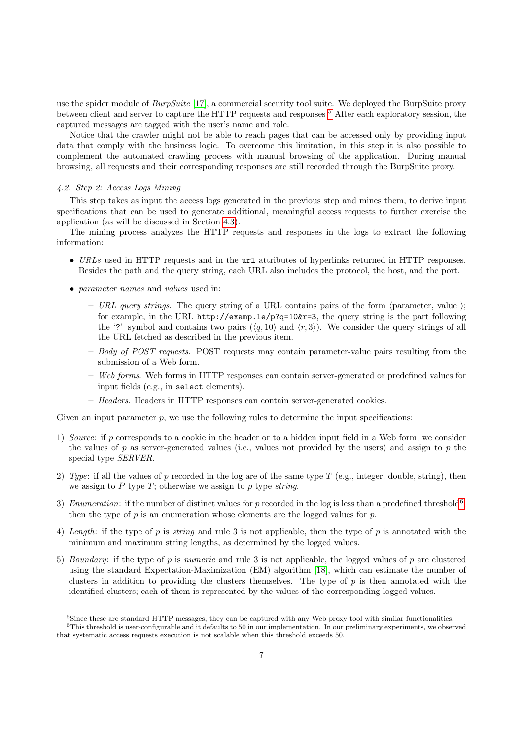use the spider module of *BurpSuite* [17], a commercial security tool suite. We deployed the BurpSuite proxy between client and server to capture the HTTP requests and responses.[5] After each exploratory session, the captured messages are tagged with the user's name and role.

Notice that the crawler might not be able to reach pages that can be accessed only by providing input data that comply with the business logic. To overcome this limitation, in this step it is also possible to complement the automated crawling process with manual browsing of the application. During manual browsing, all requests and their corresponding responses are still recorded through the BurpSuite proxy.

### 4.2. Step 2: Access Logs Mining

This step takes as input the access logs generated in the previous step and mines them, to derive input specifications that can be used to generate additional, meaningful access requests to further exercise the application (as will be discussed in Section 4.3).

The mining process analyzes the HTTP requests and responses in the logs to extract the following information:

- *URLs* used in HTTP requests and in the `url` attributes of hyperlinks returned in HTTP responses. Besides the path and the query string, each URL also includes the protocol, the host, and the port.
- *parameter names* and *values* used in:
  - *URL query strings*. The query string of a URL contains pairs of the form $\langle$parameter, value $\rangle$; for example, in the URL `http://examp.le/p?q=10&r=3`, the query string is the part following the '?' symbol and contains two pairs ($\langle q, 10\rangle$ and $\langle r, 3\rangle$). We consider the query strings of all the URL fetched as described in the previous item.
  - *Body of POST requests*. POST requests may contain parameter-value pairs resulting from the submission of a Web form.
  - *Web forms*. Web forms in HTTP responses can contain server-generated or predefined values for input fields (e.g., in `select` elements).
  - *Headers*. Headers in HTTP responses can contain server-generated cookies.

Given an input parameter $p$, we use the following rules to determine the input specifications:

1) *Source*: if $p$ corresponds to a cookie in the header or to a hidden input field in a Web form, we consider the values of $p$ as server-generated values (i.e., values not provided by the users) and assign to $p$ the special type *SERVER*.
2) *Type*: if all the values of $p$ recorded in the log are of the same type $T$ (e.g., integer, double, string), then we assign to $P$ type $T$; otherwise we assign to $p$ type *string*.
3) *Enumeration*: if the number of distinct values for $p$ recorded in the log is less than a predefined threshold[6], then the type of $p$ is an enumeration whose elements are the logged values for $p$.
4) *Length*: if the type of $p$ is *string* and rule 3 is not applicable, then the type of $p$ is annotated with the minimum and maximum string lengths, as determined by the logged values.
5) *Boundary*: if the type of $p$ is *numeric* and rule 3 is not applicable, the logged values of $p$ are clustered using the standard Expectation-Maximization (EM) algorithm [18], which can estimate the number of clusters in addition to providing the clusters themselves. The type of $p$ is then annotated with the identified clusters; each of them is represented by the values of the corresponding logged values.

[5] Since these are standard HTTP messages, they can be captured with any Web proxy tool with similar functionalities.

[6] This threshold is user-configurable and it defaults to 50 in our implementation. In our preliminary experiments, we observed that systematic access requests execution is not scalable when this threshold exceeds 50.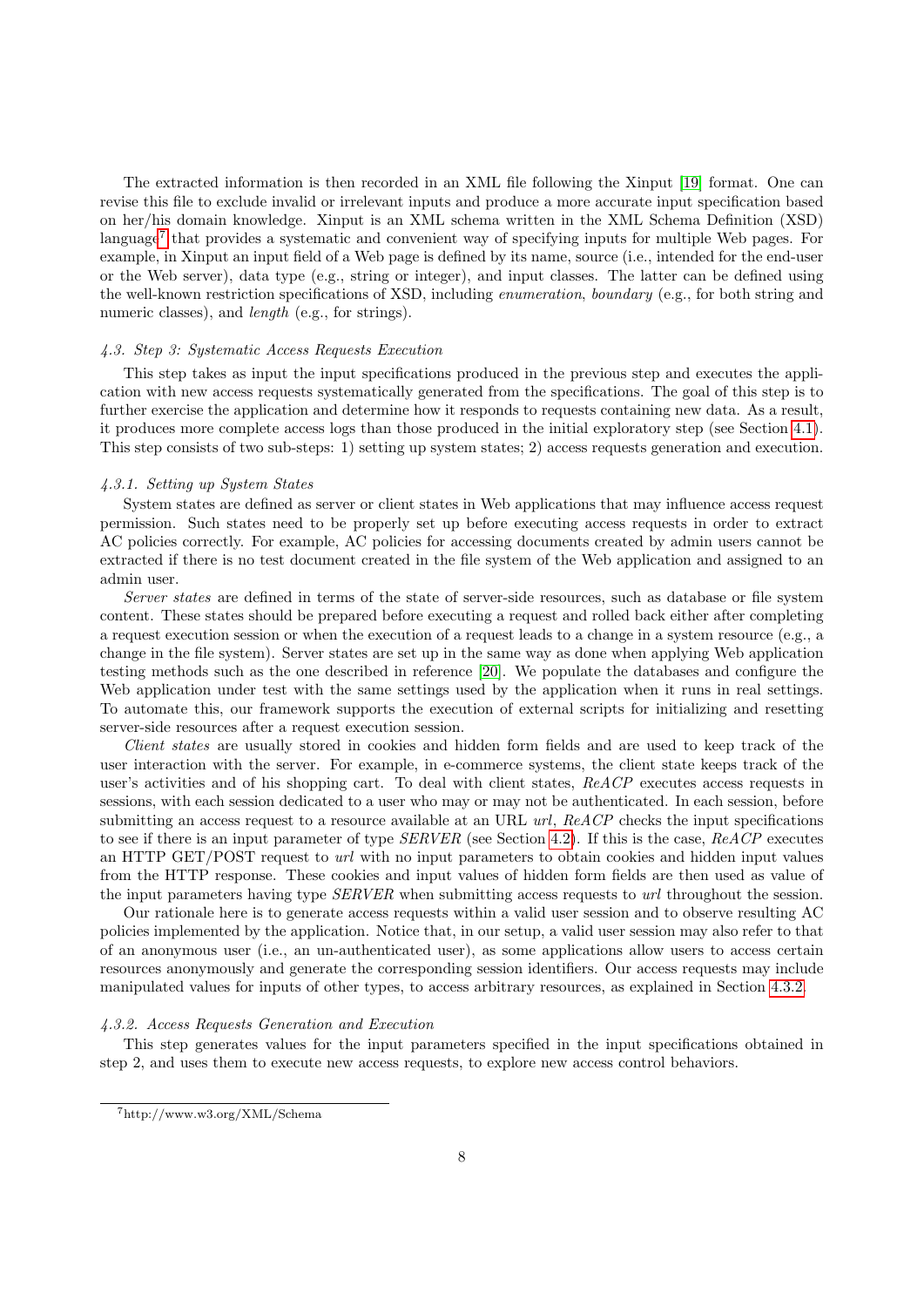The extracted information is then recorded in an XML file following the Xinput [19] format. One can revise this file to exclude invalid or irrelevant inputs and produce a more accurate input specification based on her/his domain knowledge. Xinput is an XML schema written in the XML Schema Definition (XSD) language[7] that provides a systematic and convenient way of specifying inputs for multiple Web pages. For example, in Xinput an input field of a Web page is defined by its name, source (i.e., intended for the end-user or the Web server), data type (e.g., string or integer), and input classes. The latter can be defined using the well-known restriction specifications of XSD, including *enumeration*, *boundary* (e.g., for both string and numeric classes), and *length* (e.g., for strings).

### *4.3. Step 3: Systematic Access Requests Execution*

This step takes as input the input specifications produced in the previous step and executes the application with new access requests systematically generated from the specifications. The goal of this step is to further exercise the application and determine how it responds to requests containing new data. As a result, it produces more complete access logs than those produced in the initial exploratory step (see Section 4.1). This step consists of two sub-steps: 1) setting up system states; 2) access requests generation and execution.

#### *4.3.1. Setting up System States*

System states are defined as server or client states in Web applications that may influence access request permission. Such states need to be properly set up before executing access requests in order to extract AC policies correctly. For example, AC policies for accessing documents created by admin users cannot be extracted if there is no test document created in the file system of the Web application and assigned to an admin user.

*Server states* are defined in terms of the state of server-side resources, such as database or file system content. These states should be prepared before executing a request and rolled back either after completing a request execution session or when the execution of a request leads to a change in a system resource (e.g., a change in the file system). Server states are set up in the same way as done when applying Web application testing methods such as the one described in reference [20]. We populate the databases and configure the Web application under test with the same settings used by the application when it runs in real settings. To automate this, our framework supports the execution of external scripts for initializing and resetting server-side resources after a request execution session.

*Client states* are usually stored in cookies and hidden form fields and are used to keep track of the user interaction with the server. For example, in e-commerce systems, the client state keeps track of the user's activities and of his shopping cart. To deal with client states, *ReACP* executes access requests in sessions, with each session dedicated to a user who may or may not be authenticated. In each session, before submitting an access request to a resource available at an URL *url*, *ReACP* checks the input specifications to see if there is an input parameter of type *SERVER* (see Section 4.2). If this is the case, *ReACP* executes an HTTP GET/POST request to *url* with no input parameters to obtain cookies and hidden input values from the HTTP response. These cookies and input values of hidden form fields are then used as value of the input parameters having type *SERVER* when submitting access requests to *url* throughout the session.

Our rationale here is to generate access requests within a valid user session and to observe resulting AC policies implemented by the application. Notice that, in our setup, a valid user session may also refer to that of an anonymous user (i.e., an un-authenticated user), as some applications allow users to access certain resources anonymously and generate the corresponding session identifiers. Our access requests may include manipulated values for inputs of other types, to access arbitrary resources, as explained in Section 4.3.2.

#### *4.3.2. Access Requests Generation and Execution*

This step generates values for the input parameters specified in the input specifications obtained in step 2, and uses them to execute new access requests, to explore new access control behaviors.

[7] http://www.w3.org/XML/Schema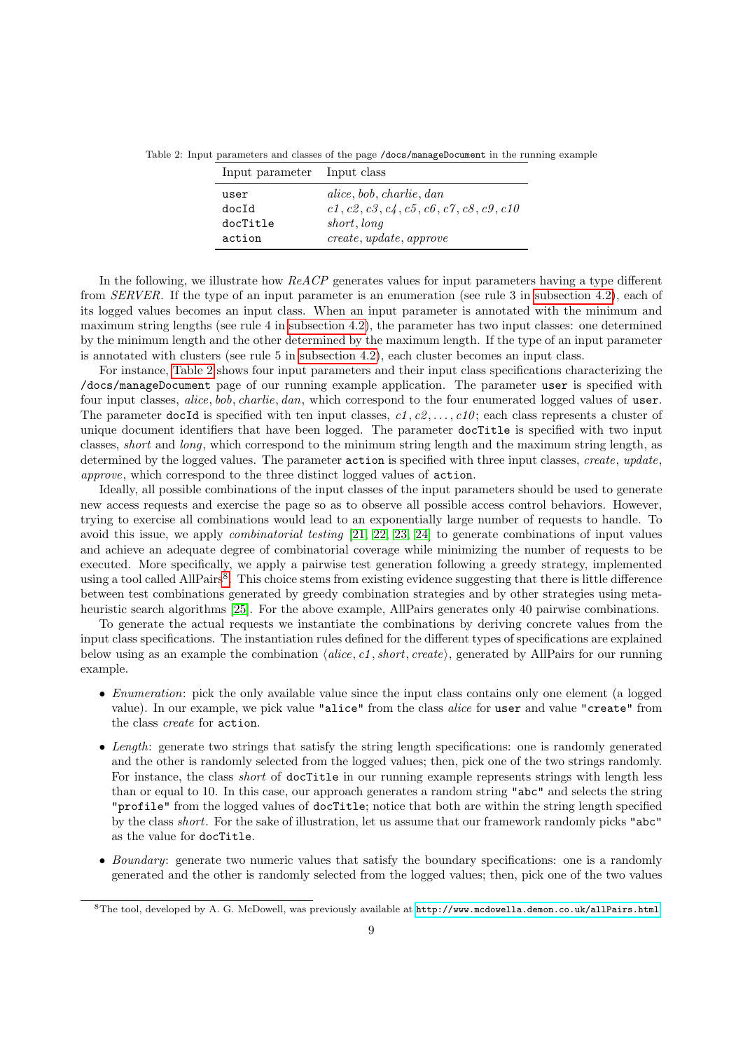Table 2: Input parameters and classes of the page `/docs/manageDocument` in the running example

| Input parameter | Input class |
|---|---|
| `user` | *alice*, *bob*, *charlie*, *dan* |
| `docId` | *c1*, *c2*, *c3*, *c4*, *c5*, *c6*, *c7*, *c8*, *c9*, *c10* |
| `docTitle` | *short*, *long* |
| `action` | *create*, *update*, *approve* |

In the following, we illustrate how *ReACP* generates values for input parameters having a type different from *SERVER*. If the type of an input parameter is an enumeration (see rule 3 in subsection 4.2), each of its logged values becomes an input class. When an input parameter is annotated with the minimum and maximum string lengths (see rule 4 in subsection 4.2), the parameter has two input classes: one determined by the minimum length and the other determined by the maximum length. If the type of an input parameter is annotated with clusters (see rule 5 in subsection 4.2), each cluster becomes an input class.

For instance, Table 2 shows four input parameters and their input class specifications characterizing the `/docs/manageDocument` page of our running example application. The parameter `user` is specified with four input classes, *alice*, *bob*, *charlie*, *dan*, which correspond to the four enumerated logged values of `user`. The parameter `docId` is specified with ten input classes, *c1*, *c2*, ..., *c10*; each class represents a cluster of unique document identifiers that have been logged. The parameter `docTitle` is specified with two input classes, *short* and *long*, which correspond to the minimum string length and the maximum string length, as determined by the logged values. The parameter `action` is specified with three input classes, *create*, *update*, *approve*, which correspond to the three distinct logged values of `action`.

Ideally, all possible combinations of the input classes of the input parameters should be used to generate new access requests and exercise the page so as to observe all possible access control behaviors. However, trying to exercise all combinations would lead to an exponentially large number of requests to handle. To avoid this issue, we apply *combinatorial testing* [21, 22, 23, 24] to generate combinations of input values and achieve an adequate degree of combinatorial coverage while minimizing the number of requests to be executed. More specifically, we apply a pairwise test generation following a greedy strategy, implemented using a tool called AllPairs[8]. This choice stems from existing evidence suggesting that there is little difference between test combinations generated by greedy combination strategies and by other strategies using meta-heuristic search algorithms [25]. For the above example, AllPairs generates only 40 pairwise combinations.

To generate the actual requests we instantiate the combinations by deriving concrete values from the input class specifications. The instantiation rules defined for the different types of specifications are explained below using as an example the combination ⟨*alice*, *c1*, *short*, *create*⟩, generated by AllPairs for our running example.

- *Enumeration*: pick the only available value since the input class contains only one element (a logged value). In our example, we pick value `"alice"` from the class *alice* for `user` and value `"create"` from the class *create* for `action`.
- *Length*: generate two strings that satisfy the string length specifications: one is randomly generated and the other is randomly selected from the logged values; then, pick one of the two strings randomly. For instance, the class *short* of `docTitle` in our running example represents strings with length less than or equal to 10. In this case, our approach generates a random string `"abc"` and selects the string `"profile"` from the logged values of `docTitle`; notice that both are within the string length specified by the class *short*. For the sake of illustration, let us assume that our framework randomly picks `"abc"` as the value for `docTitle`.
- *Boundary*: generate two numeric values that satisfy the boundary specifications: one is a randomly generated and the other is randomly selected from the logged values; then, pick one of the two values

[8] The tool, developed by A. G. McDowell, was previously available at http://www.mcdowella.demon.co.uk/allPairs.html.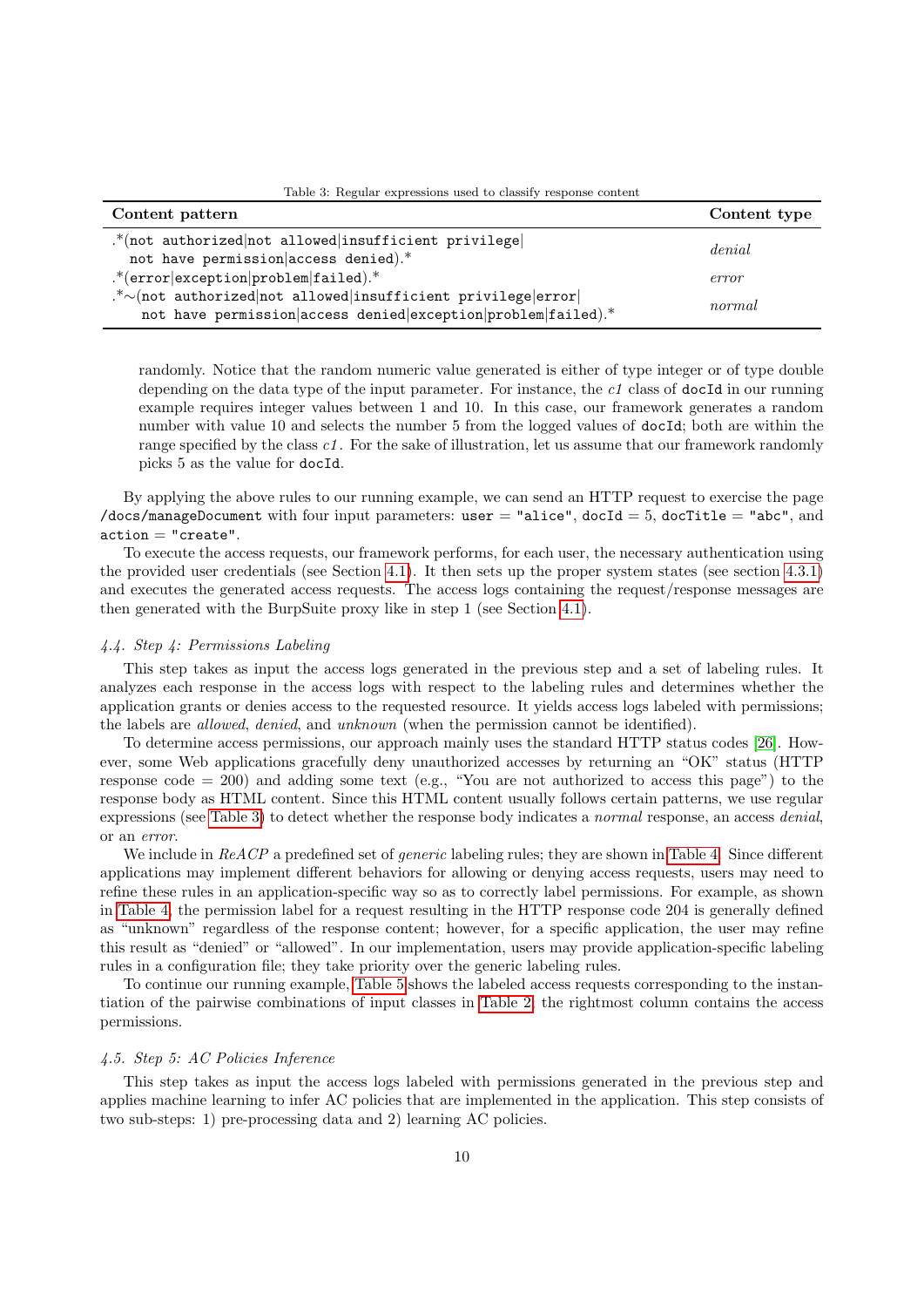Table 3: Regular expressions used to classify response content

| Content pattern | Content type |
|---|---|
| .\*(not authorized\|not allowed\|insufficient privilege\| not have permission\|access denied).\* | *denial* |
| .\*(error\|exception\|problem\|failed).\* | *error* |
| .\*∼(not authorized\|not allowed\|insufficient privilege\|error\| not have permission\|access denied\|exception\|problem\|failed).\* | *normal* |

randomly. Notice that the random numeric value generated is either of type integer or of type double depending on the data type of the input parameter. For instance, the *c1* class of `docId` in our running example requires integer values between 1 and 10. In this case, our framework generates a random number with value 10 and selects the number 5 from the logged values of `docId`; both are within the range specified by the class *c1*. For the sake of illustration, let us assume that our framework randomly picks 5 as the value for `docId`.

By applying the above rules to our running example, we can send an HTTP request to exercise the page `/docs/manageDocument` with four input parameters: `user` = `"alice"`, `docId` = 5, `docTitle` = `"abc"`, and `action` = `"create"`.

To execute the access requests, our framework performs, for each user, the necessary authentication using the provided user credentials (see Section 4.1). It then sets up the proper system states (see section 4.3.1) and executes the generated access requests. The access logs containing the request/response messages are then generated with the BurpSuite proxy like in step 1 (see Section 4.1).

### 4.4. Step 4: Permissions Labeling

This step takes as input the access logs generated in the previous step and a set of labeling rules. It analyzes each response in the access logs with respect to the labeling rules and determines whether the application grants or denies access to the requested resource. It yields access logs labeled with permissions; the labels are *allowed*, *denied*, and *unknown* (when the permission cannot be identified).

To determine access permissions, our approach mainly uses the standard HTTP status codes [26]. However, some Web applications gracefully deny unauthorized accesses by returning an "OK" status (HTTP response code = 200) and adding some text (e.g., "You are not authorized to access this page") to the response body as HTML content. Since this HTML content usually follows certain patterns, we use regular expressions (see Table 3) to detect whether the response body indicates a *normal* response, an access *denial*, or an *error*.

We include in *ReACP* a predefined set of *generic* labeling rules; they are shown in Table 4. Since different applications may implement different behaviors for allowing or denying access requests, users may need to refine these rules in an application-specific way so as to correctly label permissions. For example, as shown in Table 4, the permission label for a request resulting in the HTTP response code 204 is generally defined as "unknown" regardless of the response content; however, for a specific application, the user may refine this result as "denied" or "allowed". In our implementation, users may provide application-specific labeling rules in a configuration file; they take priority over the generic labeling rules.

To continue our running example, Table 5 shows the labeled access requests corresponding to the instantiation of the pairwise combinations of input classes in Table 2; the rightmost column contains the access permissions.

### 4.5. Step 5: AC Policies Inference

This step takes as input the access logs labeled with permissions generated in the previous step and applies machine learning to infer AC policies that are implemented in the application. This step consists of two sub-steps: 1) pre-processing data and 2) learning AC policies.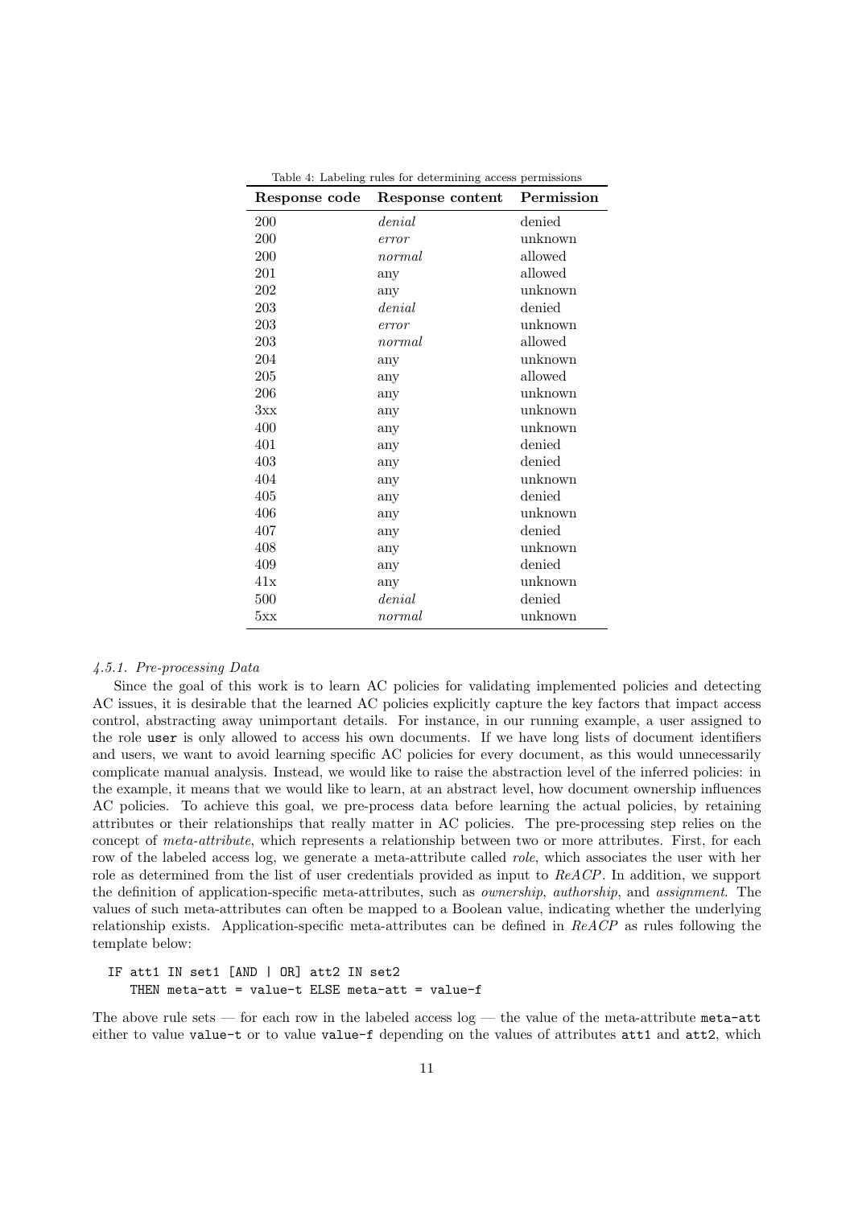Table 4: Labeling rules for determining access permissions

| Response code | Response content | Permission |
|---|---|---|
| 200 | *denial* | denied |
| 200 | *error* | unknown |
| 200 | *normal* | allowed |
| 201 | any | allowed |
| 202 | any | unknown |
| 203 | *denial* | denied |
| 203 | *error* | unknown |
| 203 | *normal* | allowed |
| 204 | any | unknown |
| 205 | any | allowed |
| 206 | any | unknown |
| 3xx | any | unknown |
| 400 | any | unknown |
| 401 | any | denied |
| 403 | any | denied |
| 404 | any | unknown |
| 405 | any | denied |
| 406 | any | unknown |
| 407 | any | denied |
| 408 | any | unknown |
| 409 | any | denied |
| 41x | any | unknown |
| 500 | *denial* | denied |
| 5xx | *normal* | unknown |

#### *4.5.1. Pre-processing Data*

Since the goal of this work is to learn AC policies for validating implemented policies and detecting AC issues, it is desirable that the learned AC policies explicitly capture the key factors that impact access control, abstracting away unimportant details. For instance, in our running example, a user assigned to the role `user` is only allowed to access his own documents. If we have long lists of document identifiers and users, we want to avoid learning specific AC policies for every document, as this would unnecessarily complicate manual analysis. Instead, we would like to raise the abstraction level of the inferred policies: in the example, it means that we would like to learn, at an abstract level, how document ownership influences AC policies. To achieve this goal, we pre-process data before learning the actual policies, by retaining attributes or their relationships that really matter in AC policies. The pre-processing step relies on the concept of *meta-attribute*, which represents a relationship between two or more attributes. First, for each row of the labeled access log, we generate a meta-attribute called *role*, which associates the user with her role as determined from the list of user credentials provided as input to *ReACP*. In addition, we support the definition of application-specific meta-attributes, such as *ownership*, *authorship*, and *assignment*. The values of such meta-attributes can often be mapped to a Boolean value, indicating whether the underlying relationship exists. Application-specific meta-attributes can be defined in *ReACP* as rules following the template below:

```
IF att1 IN set1 [AND | OR] att2 IN set2
   THEN meta-att = value-t ELSE meta-att = value-f
```

The above rule sets — for each row in the labeled access log — the value of the meta-attribute `meta-att` either to value `value-t` or to value `value-f` depending on the values of attributes `att1` and `att2`, which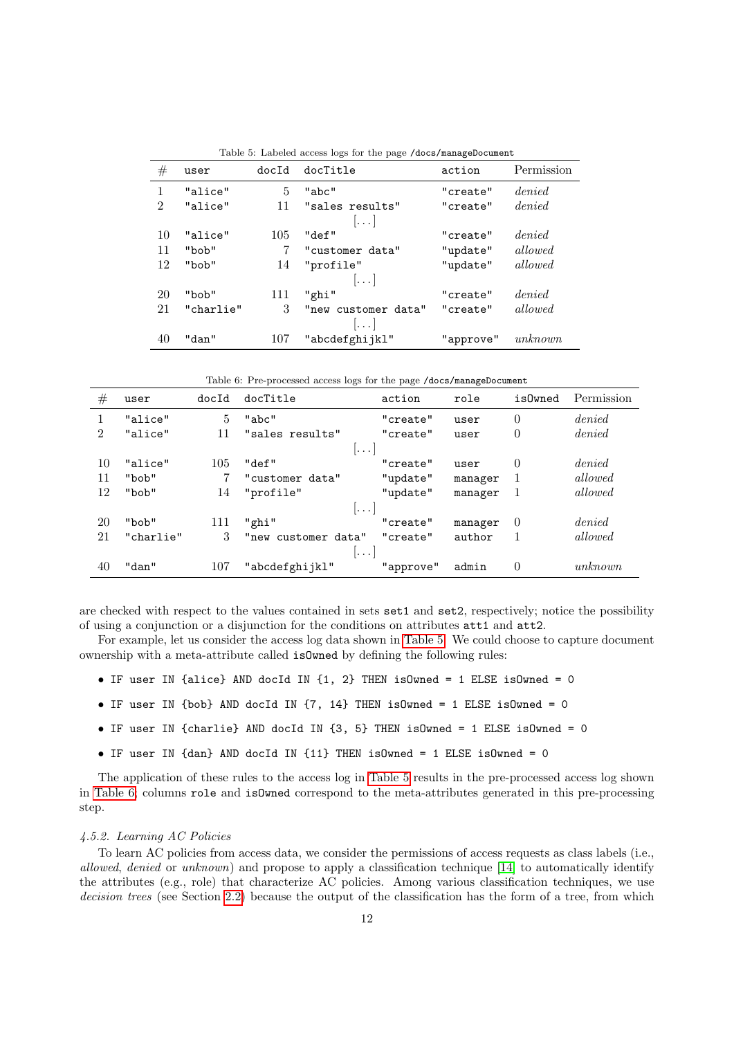Table 5: Labeled access logs for the page `/docs/manageDocument`

| # | user | docId | docTitle | action | Permission |
|---|---|---|---|---|---|
| 1 | "alice" | 5 | "abc" | "create" | *denied* |
| 2 | "alice" | 11 | "sales results" | "create" | *denied* |
| | | | [...] | | |
| 10 | "alice" | 105 | "def" | "create" | *denied* |
| 11 | "bob" | 7 | "customer data" | "update" | *allowed* |
| 12 | "bob" | 14 | "profile" | "update" | *allowed* |
| | | | [...] | | |
| 20 | "bob" | 111 | "ghi" | "create" | *denied* |
| 21 | "charlie" | 3 | "new customer data" | "create" | *allowed* |
| | | | [...] | | |
| 40 | "dan" | 107 | "abcdefghijkl" | "approve" | *unknown* |

Table 6: Pre-processed access logs for the page `/docs/manageDocument`

| # | user | docId | docTitle | action | role | isOwned | Permission |
|---|---|---|---|---|---|---|---|
| 1 | "alice" | 5 | "abc" | "create" | user | 0 | *denied* |
| 2 | "alice" | 11 | "sales results" | "create" | user | 0 | *denied* |
| | | | [...] | | | | |
| 10 | "alice" | 105 | "def" | "create" | user | 0 | *denied* |
| 11 | "bob" | 7 | "customer data" | "update" | manager | 1 | *allowed* |
| 12 | "bob" | 14 | "profile" | "update" | manager | 1 | *allowed* |
| | | | [...] | | | | |
| 20 | "bob" | 111 | "ghi" | "create" | manager | 0 | *denied* |
| 21 | "charlie" | 3 | "new customer data" | "create" | author | 1 | *allowed* |
| | | | [...] | | | | |
| 40 | "dan" | 107 | "abcdefghijkl" | "approve" | admin | 0 | *unknown* |

are checked with respect to the values contained in sets `set1` and `set2`, respectively; notice the possibility of using a conjunction or a disjunction for the conditions on attributes `att1` and `att2`.

For example, let us consider the access log data shown in Table 5. We could choose to capture document ownership with a meta-attribute called `isOwned` by defining the following rules:

- `IF user IN {alice} AND docId IN {1, 2} THEN isOwned = 1 ELSE isOwned = 0`
- `IF user IN {bob} AND docId IN {7, 14} THEN isOwned = 1 ELSE isOwned = 0`
- `IF user IN {charlie} AND docId IN {3, 5} THEN isOwned = 1 ELSE isOwned = 0`
- `IF user IN {dan} AND docId IN {11} THEN isOwned = 1 ELSE isOwned = 0`

The application of these rules to the access log in Table 5 results in the pre-processed access log shown in Table 6; columns `role` and `isOwned` correspond to the meta-attributes generated in this pre-processing step.

#### *4.5.2. Learning AC Policies*

To learn AC policies from access data, we consider the permissions of access requests as class labels (i.e., *allowed*, *denied* or *unknown*) and propose to apply a classification technique [14] to automatically identify the attributes (e.g., role) that characterize AC policies. Among various classification techniques, we use *decision trees* (see Section 2.2) because the output of the classification has the form of a tree, from which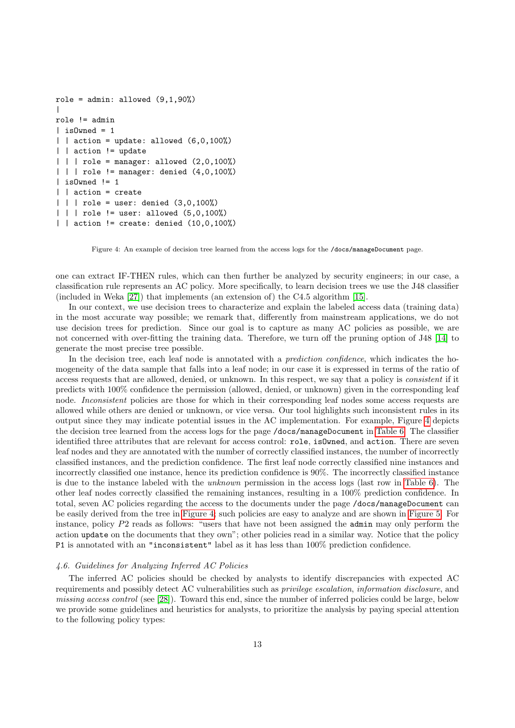```
role = admin: allowed (9,1,90%)
|
role != admin
| isOwned = 1
| | action = update: allowed (6,0,100%)
| | action != update
| | | role = manager: allowed (2,0,100%)
| | | role != manager: denied (4,0,100%)
| isOwned != 1
| | action = create
| | | role = user: denied (3,0,100%)
| | | role != user: allowed (5,0,100%)
| | action != create: denied (10,0,100%)
```

Figure 4: An example of decision tree learned from the access logs for the `/docs/manageDocument` page.

one can extract IF-THEN rules, which can then further be analyzed by security engineers; in our case, a classification rule represents an AC policy. More specifically, to learn decision trees we use the J48 classifier (included in Weka [27]) that implements (an extension of) the C4.5 algorithm [15].

In our context, we use decision trees to characterize and explain the labeled access data (training data) in the most accurate way possible; we remark that, differently from mainstream applications, we do not use decision trees for prediction. Since our goal is to capture as many AC policies as possible, we are not concerned with over-fitting the training data. Therefore, we turn off the pruning option of J48 [14] to generate the most precise tree possible.

In the decision tree, each leaf node is annotated with a *prediction confidence*, which indicates the homogeneity of the data sample that falls into a leaf node; in our case it is expressed in terms of the ratio of access requests that are allowed, denied, or unknown. In this respect, we say that a policy is *consistent* if it predicts with 100% confidence the permission (allowed, denied, or unknown) given in the corresponding leaf node. *Inconsistent* policies are those for which in their corresponding leaf nodes some access requests are allowed while others are denied or unknown, or vice versa. Our tool highlights such inconsistent rules in its output since they may indicate potential issues in the AC implementation. For example, Figure 4 depicts the decision tree learned from the access logs for the page `/docs/manageDocument` in Table 6. The classifier identified three attributes that are relevant for access control: `role`, `isOwned`, and `action`. There are seven leaf nodes and they are annotated with the number of correctly classified instances, the number of incorrectly classified instances, and the prediction confidence. The first leaf node correctly classified nine instances and incorrectly classified one instance, hence its prediction confidence is 90%. The incorrectly classified instance is due to the instance labeled with the *unknown* permission in the access logs (last row in Table 6). The other leaf nodes correctly classified the remaining instances, resulting in a 100% prediction confidence. In total, seven AC policies regarding the access to the documents under the page `/docs/manageDocument` can be easily derived from the tree in Figure 4; such policies are easy to analyze and are shown in Figure 5. For instance, policy $P2$ reads as follows: "users that have not been assigned the `admin` may only perform the action `update` on the documents that they own"; other policies read in a similar way. Notice that the policy `P1` is annotated with an `"inconsistent"` label as it has less than 100% prediction confidence.

### 4.6. Guidelines for Analyzing Inferred AC Policies

The inferred AC policies should be checked by analysts to identify discrepancies with expected AC requirements and possibly detect AC vulnerabilities such as *privilege escalation*, *information disclosure*, and *missing access control* (see [28]). Toward this end, since the number of inferred policies could be large, below we provide some guidelines and heuristics for analysts, to prioritize the analysis by paying special attention to the following policy types: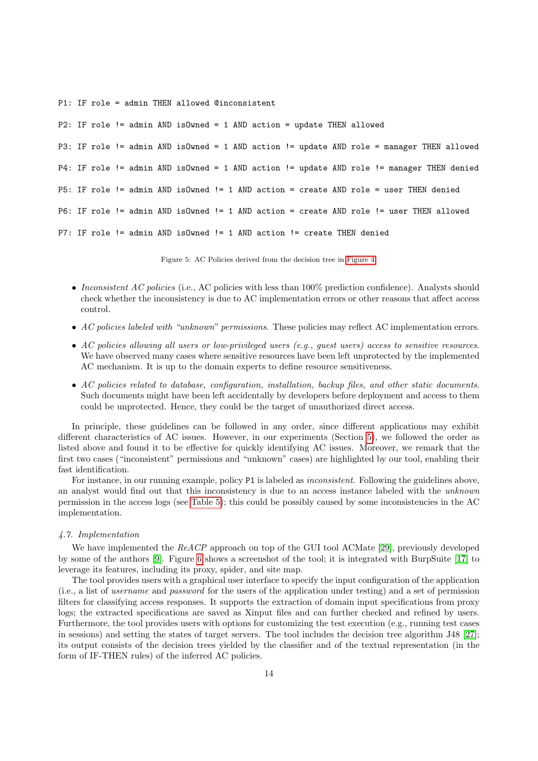```
P1: IF role = admin THEN allowed @inconsistent

P2: IF role != admin AND isOwned = 1 AND action = update THEN allowed

P3: IF role != admin AND isOwned = 1 AND action != update AND role = manager THEN allowed

P4: IF role != admin AND isOwned = 1 AND action != update AND role != manager THEN denied

P5: IF role != admin AND isOwned != 1 AND action = create AND role = user THEN denied

P6: IF role != admin AND isOwned != 1 AND action = create AND role != user THEN allowed

P7: IF role != admin AND isOwned != 1 AND action != create THEN denied
```

Figure 5: AC Policies derived from the decision tree in Figure 4

- *Inconsistent AC policies* (i.e., AC policies with less than 100% prediction confidence). Analysts should check whether the inconsistency is due to AC implementation errors or other reasons that affect access control.
- *AC policies labeled with "unknown" permissions.* These policies may reflect AC implementation errors.
- *AC policies allowing all users or low-privileged users (e.g., guest users) access to sensitive resources.* We have observed many cases where sensitive resources have been left unprotected by the implemented AC mechanism. It is up to the domain experts to define resource sensitiveness.
- *AC policies related to database, configuration, installation, backup files, and other static documents.* Such documents might have been left accidentally by developers before deployment and access to them could be unprotected. Hence, they could be the target of unauthorized direct access.

In principle, these guidelines can be followed in any order, since different applications may exhibit different characteristics of AC issues. However, in our experiments (Section 5), we followed the order as listed above and found it to be effective for quickly identifying AC issues. Moreover, we remark that the first two cases ("inconsistent" permissions and "unknown" cases) are highlighted by our tool, enabling their fast identification.

For instance, in our running example, policy P1 is labeled as *inconsistent*. Following the guidelines above, an analyst would find out that this inconsistency is due to an access instance labeled with the *unknown* permission in the access logs (see Table 5); this could be possibly caused by some inconsistencies in the AC implementation.

### *4.7. Implementation*

We have implemented the *ReACP* approach on top of the GUI tool ACMate [29], previously developed by some of the authors [9]. Figure 6 shows a screenshot of the tool; it is integrated with BurpSuite [17] to leverage its features, including its proxy, spider, and site map.

The tool provides users with a graphical user interface to specify the input configuration of the application (i.e., a list of *username* and *password* for the users of the application under testing) and a set of permission filters for classifying access responses. It supports the extraction of domain input specifications from proxy logs; the extracted specifications are saved as Xinput files and can further checked and refined by users. Furthermore, the tool provides users with options for customizing the test execution (e.g., running test cases in sessions) and setting the states of target servers. The tool includes the decision tree algorithm J48 [27]; its output consists of the decision trees yielded by the classifier and of the textual representation (in the form of IF-THEN rules) of the inferred AC policies.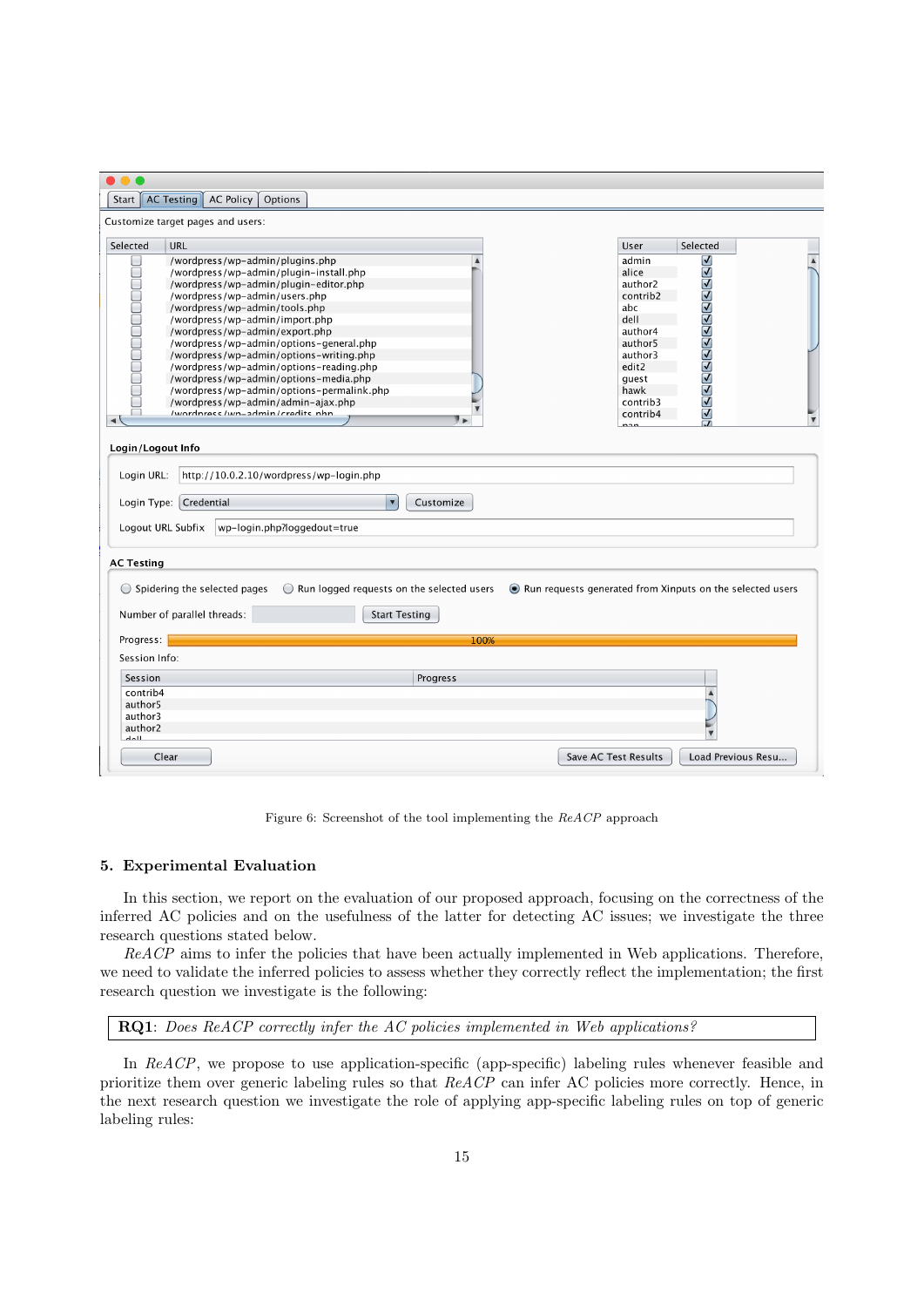Figure 6: Screenshot of the tool implementing the *ReACP* approach

## 5. Experimental Evaluation

In this section, we report on the evaluation of our proposed approach, focusing on the correctness of the inferred AC policies and on the usefulness of the latter for detecting AC issues; we investigate the three research questions stated below.

*ReACP* aims to infer the policies that have been actually implemented in Web applications. Therefore, we need to validate the inferred policies to assess whether they correctly reflect the implementation; the first research question we investigate is the following:

**RQ1**: *Does ReACP correctly infer the AC policies implemented in Web applications?*

In *ReACP*, we propose to use application-specific (app-specific) labeling rules whenever feasible and prioritize them over generic labeling rules so that *ReACP* can infer AC policies more correctly. Hence, in the next research question we investigate the role of applying app-specific labeling rules on top of generic labeling rules: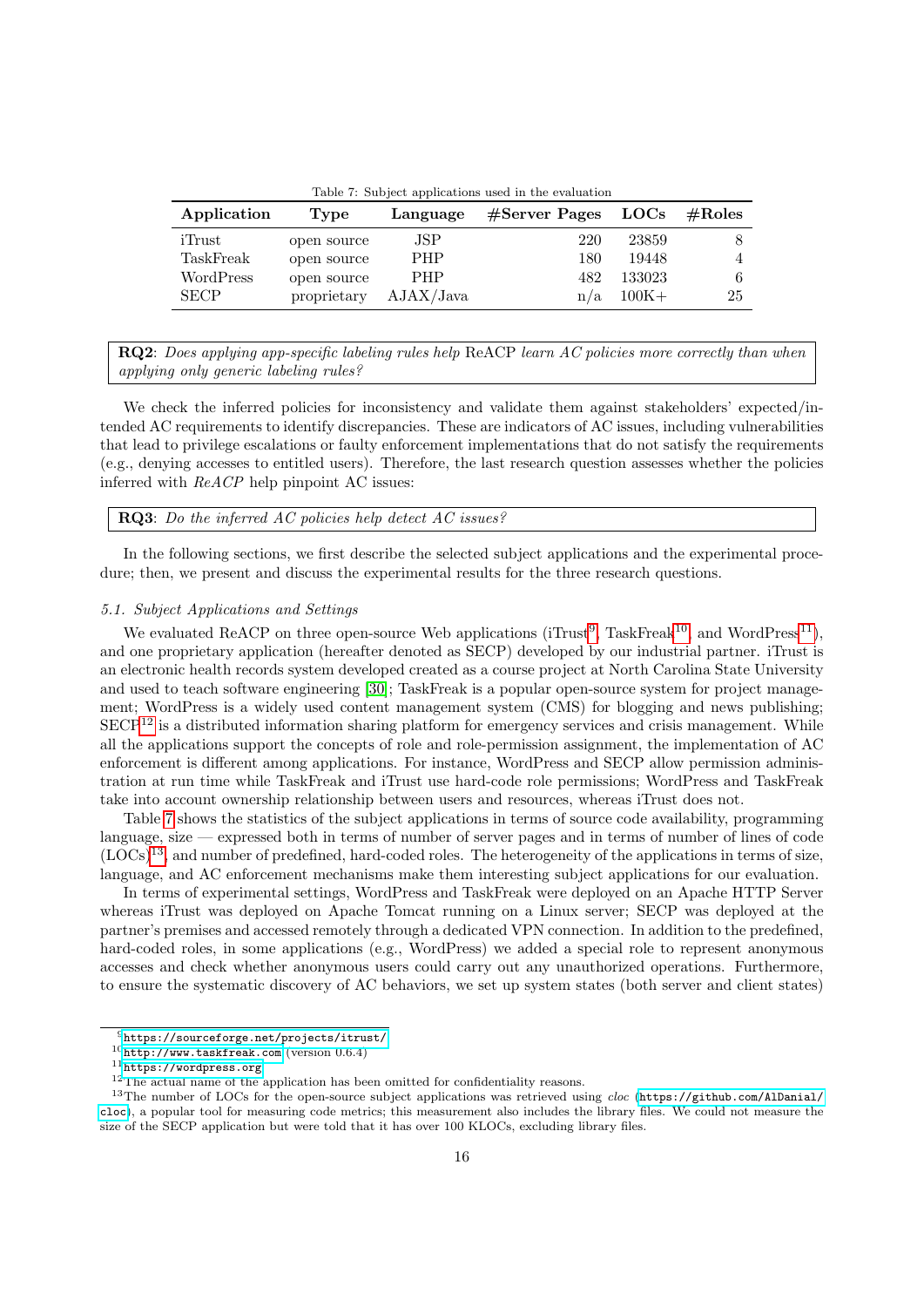Table 7: Subject applications used in the evaluation

| Application | Type | Language | #Server Pages | LOCs | #Roles |
|---|---|---|---|---|---|
| iTrust | open source | JSP | 220 | 23859 | 8 |
| TaskFreak | open source | PHP | 180 | 19448 | 4 |
| WordPress | open source | PHP | 482 | 133023 | 6 |
| SECP | proprietary | AJAX/Java | n/a | 100K+ | 25 |

> **RQ2**: *Does applying app-specific labeling rules help* ReACP *learn AC policies more correctly than when applying only generic labeling rules?*

We check the inferred policies for inconsistency and validate them against stakeholders' expected/intended AC requirements to identify discrepancies. These are indicators of AC issues, including vulnerabilities that lead to privilege escalations or faulty enforcement implementations that do not satisfy the requirements (e.g., denying accesses to entitled users). Therefore, the last research question assesses whether the policies inferred with *ReACP* help pinpoint AC issues:

> **RQ3**: *Do the inferred AC policies help detect AC issues?*

In the following sections, we first describe the selected subject applications and the experimental procedure; then, we present and discuss the experimental results for the three research questions.

### *5.1. Subject Applications and Settings*

We evaluated ReACP on three open-source Web applications (iTrust[9], TaskFreak[10], and WordPress[11]), and one proprietary application (hereafter denoted as SECP) developed by our industrial partner. iTrust is an electronic health records system developed created as a course project at North Carolina State University and used to teach software engineering [30]; TaskFreak is a popular open-source system for project management; WordPress is a widely used content management system (CMS) for blogging and news publishing; SECP[12] is a distributed information sharing platform for emergency services and crisis management. While all the applications support the concepts of role and role-permission assignment, the implementation of AC enforcement is different among applications. For instance, WordPress and SECP allow permission administration at run time while TaskFreak and iTrust use hard-code role permissions; WordPress and TaskFreak take into account ownership relationship between users and resources, whereas iTrust does not.

Table 7 shows the statistics of the subject applications in terms of source code availability, programming language, size — expressed both in terms of number of server pages and in terms of number of lines of code (LOCs)[13], and number of predefined, hard-coded roles. The heterogeneity of the applications in terms of size, language, and AC enforcement mechanisms make them interesting subject applications for our evaluation.

In terms of experimental settings, WordPress and TaskFreak were deployed on an Apache HTTP Server whereas iTrust was deployed on Apache Tomcat running on a Linux server; SECP was deployed at the partner's premises and accessed remotely through a dedicated VPN connection. In addition to the predefined, hard-coded roles, in some applications (e.g., WordPress) we added a special role to represent anonymous accesses and check whether anonymous users could carry out any unauthorized operations. Furthermore, to ensure the systematic discovery of AC behaviors, we set up system states (both server and client states)

[9] https://sourceforge.net/projects/itrust/

[10] http://www.taskfreak.com (version 0.6.4)

[11] https://wordpress.org

[12] The actual name of the application has been omitted for confidentiality reasons.

[13] The number of LOCs for the open-source subject applications was retrieved using *cloc* (https://github.com/AlDanial/cloc), a popular tool for measuring code metrics; this measurement also includes the library files. We could not measure the size of the SECP application but were told that it has over 100 KLOCs, excluding library files.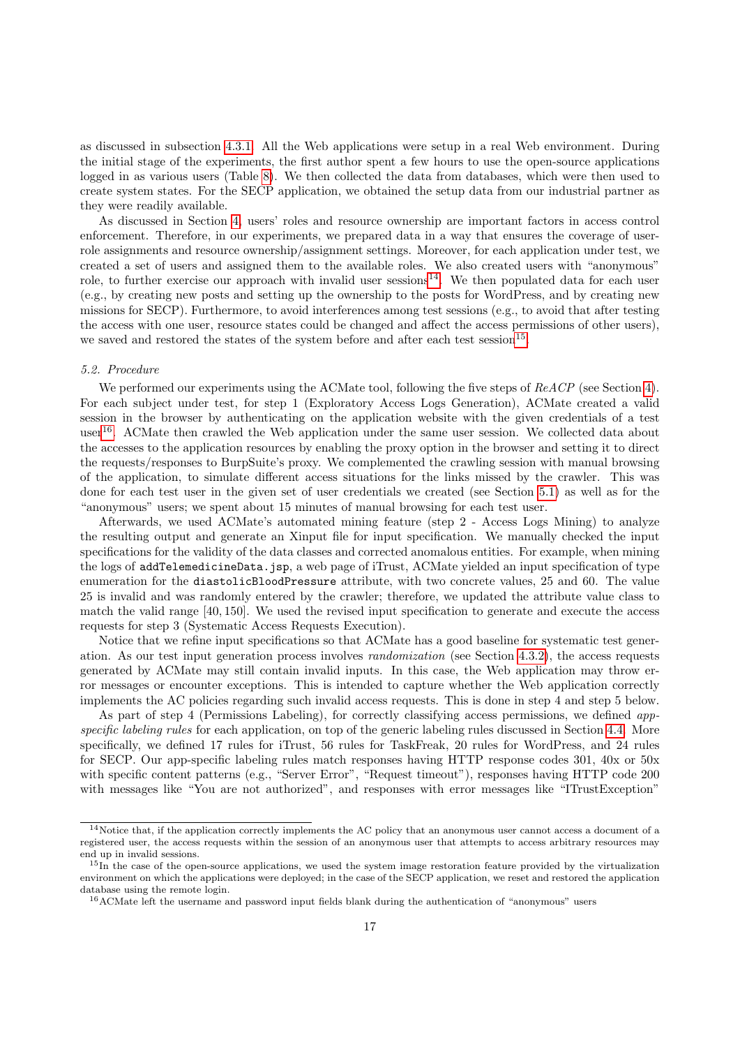as discussed in subsection 4.3.1. All the Web applications were setup in a real Web environment. During the initial stage of the experiments, the first author spent a few hours to use the open-source applications logged in as various users (Table 8). We then collected the data from databases, which were then used to create system states. For the SECP application, we obtained the setup data from our industrial partner as they were readily available.

As discussed in Section 4, users' roles and resource ownership are important factors in access control enforcement. Therefore, in our experiments, we prepared data in a way that ensures the coverage of user-role assignments and resource ownership/assignment settings. Moreover, for each application under test, we created a set of users and assigned them to the available roles. We also created users with "anonymous" role, to further exercise our approach with invalid user sessions[14]. We then populated data for each user (e.g., by creating new posts and setting up the ownership to the posts for WordPress, and by creating new missions for SECP). Furthermore, to avoid interferences among test sessions (e.g., to avoid that after testing the access with one user, resource states could be changed and affect the access permissions of other users), we saved and restored the states of the system before and after each test session[15].

### 5.2. Procedure

We performed our experiments using the ACMate tool, following the five steps of *ReACP* (see Section 4). For each subject under test, for step 1 (Exploratory Access Logs Generation), ACMate created a valid session in the browser by authenticating on the application website with the given credentials of a test user[16]. ACMate then crawled the Web application under the same user session. We collected data about the accesses to the application resources by enabling the proxy option in the browser and setting it to direct the requests/responses to BurpSuite's proxy. We complemented the crawling session with manual browsing of the application, to simulate different access situations for the links missed by the crawler. This was done for each test user in the given set of user credentials we created (see Section 5.1) as well as for the "anonymous" users; we spent about 15 minutes of manual browsing for each test user.

Afterwards, we used ACMate's automated mining feature (step 2 - Access Logs Mining) to analyze the resulting output and generate an Xinput file for input specification. We manually checked the input specifications for the validity of the data classes and corrected anomalous entities. For example, when mining the logs of `addTelemedicineData.jsp`, a web page of iTrust, ACMate yielded an input specification of type enumeration for the `diastolicBloodPressure` attribute, with two concrete values, 25 and 60. The value 25 is invalid and was randomly entered by the crawler; therefore, we updated the attribute value class to match the valid range $[40, 150]$. We used the revised input specification to generate and execute the access requests for step 3 (Systematic Access Requests Execution).

Notice that we refine input specifications so that ACMate has a good baseline for systematic test generation. As our test input generation process involves *randomization* (see Section 4.3.2), the access requests generated by ACMate may still contain invalid inputs. In this case, the Web application may throw error messages or encounter exceptions. This is intended to capture whether the Web application correctly implements the AC policies regarding such invalid access requests. This is done in step 4 and step 5 below.

As part of step 4 (Permissions Labeling), for correctly classifying access permissions, we defined *app-specific labeling rules* for each application, on top of the generic labeling rules discussed in Section 4.4. More specifically, we defined 17 rules for iTrust, 56 rules for TaskFreak, 20 rules for WordPress, and 24 rules for SECP. Our app-specific labeling rules match responses having HTTP response codes 301, 40x or 50x with specific content patterns (e.g., "Server Error", "Request timeout"), responses having HTTP code 200 with messages like "You are not authorized", and responses with error messages like "ITrustException"

---

[14] Notice that, if the application correctly implements the AC policy that an anonymous user cannot access a document of a registered user, the access requests within the session of an anonymous user that attempts to access arbitrary resources may end up in invalid sessions.

[15] In the case of the open-source applications, we used the system image restoration feature provided by the virtualization environment on which the applications were deployed; in the case of the SECP application, we reset and restored the application database using the remote login.

[16] ACMate left the username and password input fields blank during the authentication of "anonymous" users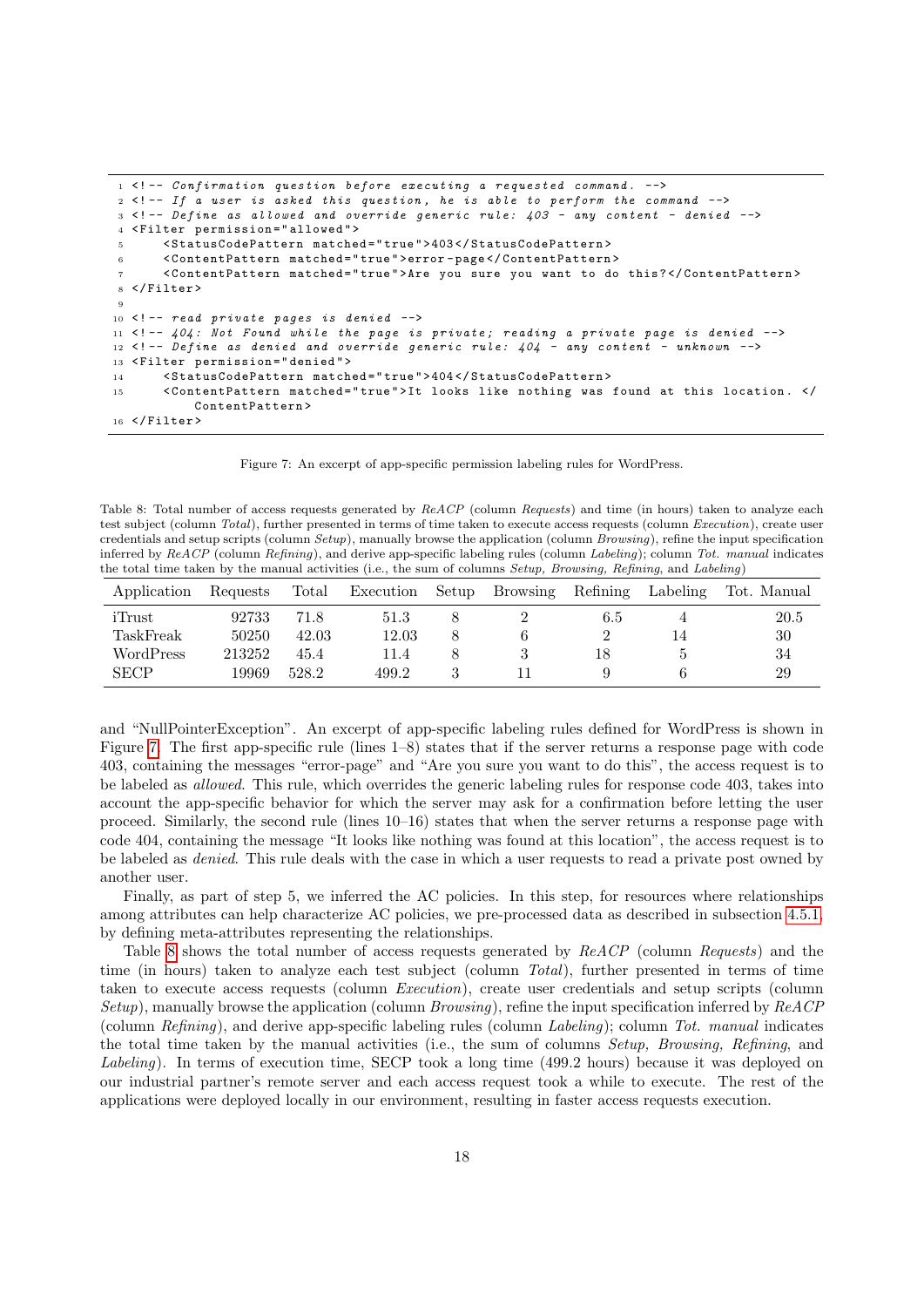```
<!-- Confirmation question before executing a requested command. -->
<!-- If a user is asked this question, he is able to perform the command -->
<!-- Define as allowed and override generic rule: 403 - any content - denied -->
<Filter permission="allowed">
    <StatusCodePattern matched="true">403</StatusCodePattern>
    <ContentPattern matched="true">error-page</ContentPattern>
    <ContentPattern matched="true">Are you sure you want to do this?</ContentPattern>
</Filter>

<!-- read private pages is denied -->
<!-- 404: Not Found while the page is private; reading a private page is denied -->
<!-- Define as denied and override generic rule: 404 - any content - unknown -->
<Filter permission="denied">
    <StatusCodePattern matched="true">404</StatusCodePattern>
    <ContentPattern matched="true">It looks like nothing was found at this location. </
        ContentPattern>
</Filter>
```

Figure 7: An excerpt of app-specific permission labeling rules for WordPress.

Table 8: Total number of access requests generated by *ReACP* (column *Requests*) and time (in hours) taken to analyze each test subject (column *Total*), further presented in terms of time taken to execute access requests (column *Execution*), create user credentials and setup scripts (column *Setup*), manually browse the application (column *Browsing*), refine the input specification inferred by *ReACP* (column *Refining*), and derive app-specific labeling rules (column *Labeling*); column *Tot. manual* indicates the total time taken by the manual activities (i.e., the sum of columns *Setup, Browsing, Refining*, and *Labeling*)

| Application | Requests | Total | Execution | Setup | Browsing | Refining | Labeling | Tot. Manual |
|---|---|---|---|---|---|---|---|---|
| iTrust | 92733 | 71.8 | 51.3 | 8 | 2 | 6.5 | 4 | 20.5 |
| TaskFreak | 50250 | 42.03 | 12.03 | 8 | 6 | 2 | 14 | 30 |
| WordPress | 213252 | 45.4 | 11.4 | 8 | 3 | 18 | 5 | 34 |
| SECP | 19969 | 528.2 | 499.2 | 3 | 11 | 9 | 6 | 29 |

and "NullPointerException". An excerpt of app-specific labeling rules defined for WordPress is shown in Figure 7. The first app-specific rule (lines 1–8) states that if the server returns a response page with code 403, containing the messages "error-page" and "Are you sure you want to do this", the access request is to be labeled as *allowed*. This rule, which overrides the generic labeling rules for response code 403, takes into account the app-specific behavior for which the server may ask for a confirmation before letting the user proceed. Similarly, the second rule (lines 10–16) states that when the server returns a response page with code 404, containing the message "It looks like nothing was found at this location", the access request is to be labeled as *denied*. This rule deals with the case in which a user requests to read a private post owned by another user.

Finally, as part of step 5, we inferred the AC policies. In this step, for resources where relationships among attributes can help characterize AC policies, we pre-processed data as described in subsection 4.5.1, by defining meta-attributes representing the relationships.

Table 8 shows the total number of access requests generated by *ReACP* (column *Requests*) and the time (in hours) taken to analyze each test subject (column *Total*), further presented in terms of time taken to execute access requests (column *Execution*), create user credentials and setup scripts (column *Setup*), manually browse the application (column *Browsing*), refine the input specification inferred by *ReACP* (column *Refining*), and derive app-specific labeling rules (column *Labeling*); column *Tot. manual* indicates the total time taken by the manual activities (i.e., the sum of columns *Setup, Browsing, Refining*, and *Labeling*). In terms of execution time, SECP took a long time (499.2 hours) because it was deployed on our industrial partner's remote server and each access request took a while to execute. The rest of the applications were deployed locally in our environment, resulting in faster access requests execution.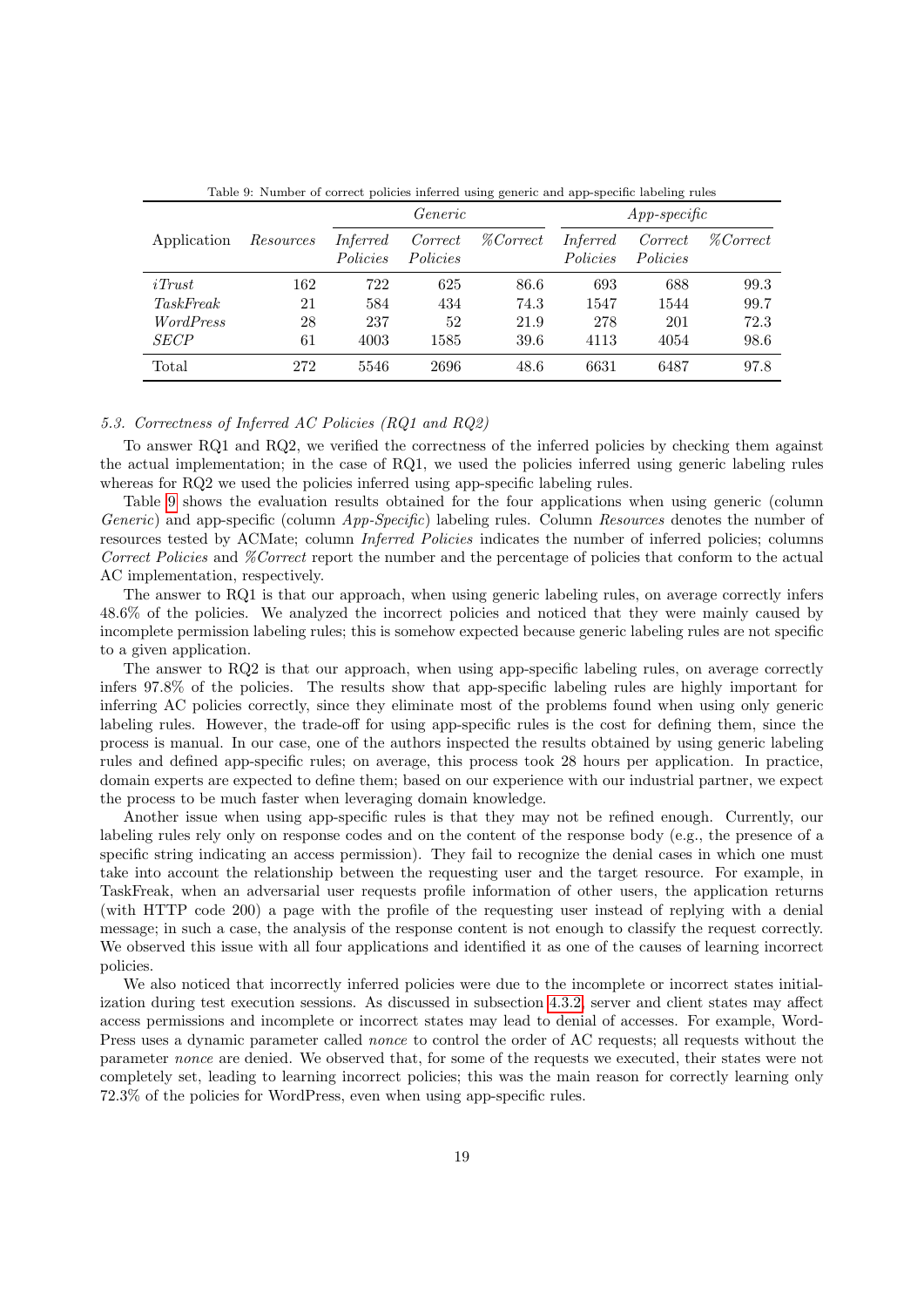Table 9: Number of correct policies inferred using generic and app-specific labeling rules

| Application | *Resources* | *Generic* | | | *App-specific* | | |
|---|---|---|---|---|---|---|---|
| | | *Inferred Policies* | *Correct Policies* | *%Correct* | *Inferred Policies* | *Correct Policies* | *%Correct* |
| *iTrust* | 162 | 722 | 625 | 86.6 | 693 | 688 | 99.3 |
| *TaskFreak* | 21 | 584 | 434 | 74.3 | 1547 | 1544 | 99.7 |
| *WordPress* | 28 | 237 | 52 | 21.9 | 278 | 201 | 72.3 |
| *SECP* | 61 | 4003 | 1585 | 39.6 | 4113 | 4054 | 98.6 |
| Total | 272 | 5546 | 2696 | 48.6 | 6631 | 6487 | 97.8 |

### 5.3. Correctness of Inferred AC Policies (RQ1 and RQ2)

To answer RQ1 and RQ2, we verified the correctness of the inferred policies by checking them against the actual implementation; in the case of RQ1, we used the policies inferred using generic labeling rules whereas for RQ2 we used the policies inferred using app-specific labeling rules.

Table 9 shows the evaluation results obtained for the four applications when using generic (column *Generic*) and app-specific (column *App-Specific*) labeling rules. Column *Resources* denotes the number of resources tested by ACMate; column *Inferred Policies* indicates the number of inferred policies; columns *Correct Policies* and *%Correct* report the number and the percentage of policies that conform to the actual AC implementation, respectively.

The answer to RQ1 is that our approach, when using generic labeling rules, on average correctly infers 48.6% of the policies. We analyzed the incorrect policies and noticed that they were mainly caused by incomplete permission labeling rules; this is somehow expected because generic labeling rules are not specific to a given application.

The answer to RQ2 is that our approach, when using app-specific labeling rules, on average correctly infers 97.8% of the policies. The results show that app-specific labeling rules are highly important for inferring AC policies correctly, since they eliminate most of the problems found when using only generic labeling rules. However, the trade-off for using app-specific rules is the cost for defining them, since the process is manual. In our case, one of the authors inspected the results obtained by using generic labeling rules and defined app-specific rules; on average, this process took 28 hours per application. In practice, domain experts are expected to define them; based on our experience with our industrial partner, we expect the process to be much faster when leveraging domain knowledge.

Another issue when using app-specific rules is that they may not be refined enough. Currently, our labeling rules rely only on response codes and on the content of the response body (e.g., the presence of a specific string indicating an access permission). They fail to recognize the denial cases in which one must take into account the relationship between the requesting user and the target resource. For example, in TaskFreak, when an adversarial user requests profile information of other users, the application returns (with HTTP code 200) a page with the profile of the requesting user instead of replying with a denial message; in such a case, the analysis of the response content is not enough to classify the request correctly. We observed this issue with all four applications and identified it as one of the causes of learning incorrect policies.

We also noticed that incorrectly inferred policies were due to the incomplete or incorrect states initialization during test execution sessions. As discussed in subsection 4.3.2, server and client states may affect access permissions and incomplete or incorrect states may lead to denial of accesses. For example, WordPress uses a dynamic parameter called *nonce* to control the order of AC requests; all requests without the parameter *nonce* are denied. We observed that, for some of the requests we executed, their states were not completely set, leading to learning incorrect policies; this was the main reason for correctly learning only 72.3% of the policies for WordPress, even when using app-specific rules.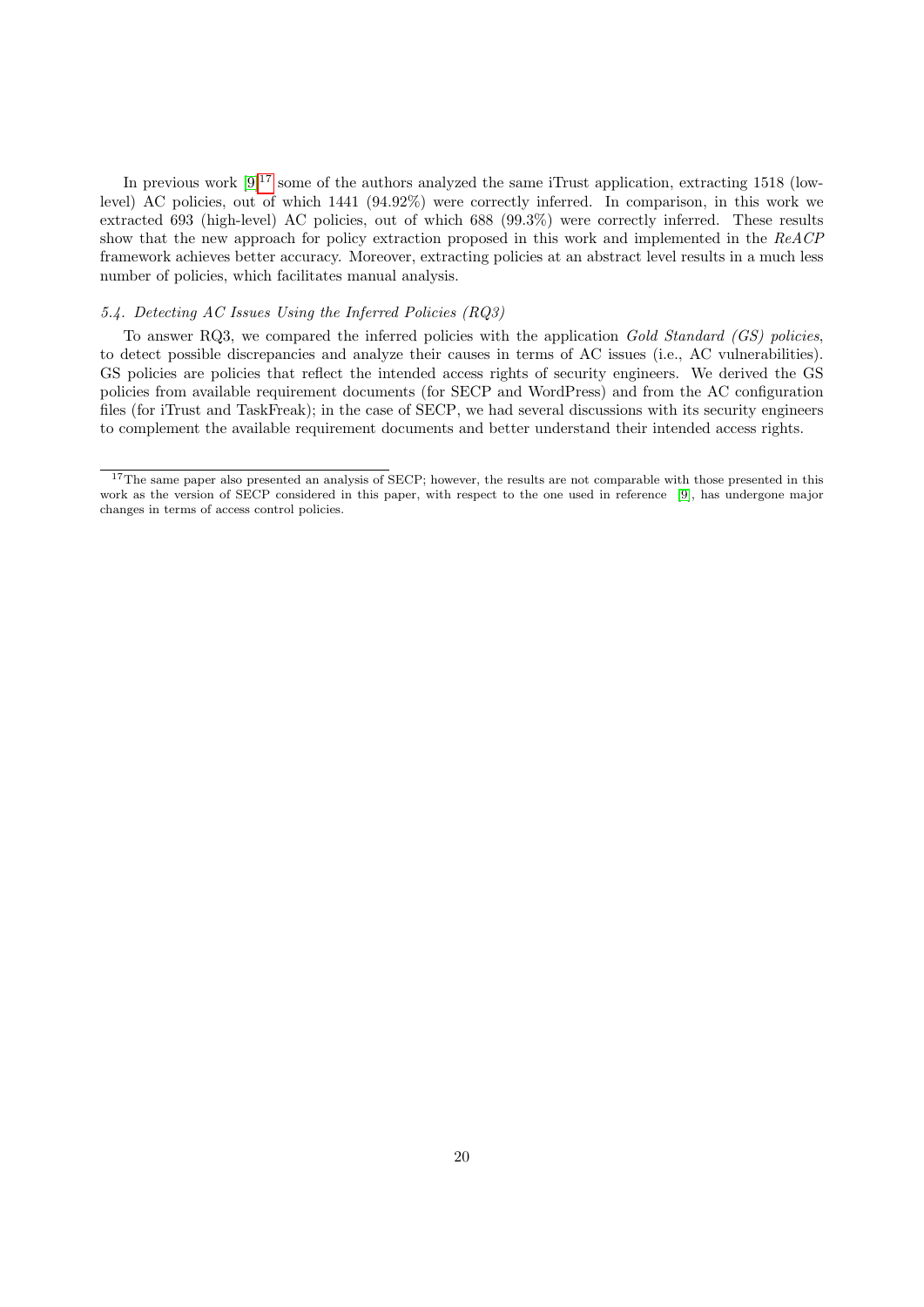In previous work [9][17] some of the authors analyzed the same iTrust application, extracting 1518 (low-level) AC policies, out of which 1441 (94.92%) were correctly inferred. In comparison, in this work we extracted 693 (high-level) AC policies, out of which 688 (99.3%) were correctly inferred. These results show that the new approach for policy extraction proposed in this work and implemented in the *ReACP* framework achieves better accuracy. Moreover, extracting policies at an abstract level results in a much less number of policies, which facilitates manual analysis.

### *5.4. Detecting AC Issues Using the Inferred Policies (RQ3)*

To answer RQ3, we compared the inferred policies with the application *Gold Standard (GS) policies*, to detect possible discrepancies and analyze their causes in terms of AC issues (i.e., AC vulnerabilities). GS policies are policies that reflect the intended access rights of security engineers. We derived the GS policies from available requirement documents (for SECP and WordPress) and from the AC configuration files (for iTrust and TaskFreak); in the case of SECP, we had several discussions with its security engineers to complement the available requirement documents and better understand their intended access rights.

[17] The same paper also presented an analysis of SECP; however, the results are not comparable with those presented in this work as the version of SECP considered in this paper, with respect to the one used in reference [9], has undergone major changes in terms of access control policies.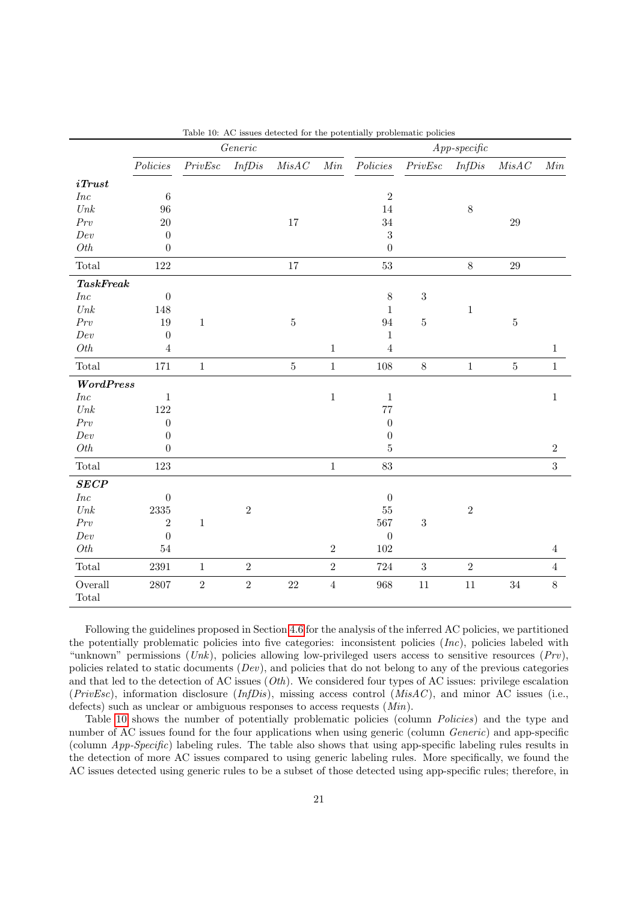Table 10: AC issues detected for the potentially problematic policies

| | *Generic* | | | | | *App-specific* | | | | |
|---|---|---|---|---|---|---|---|---|---|---|
| | *Policies* | *PrivEsc* | *InfDis* | *MisAC* | *Min* | *Policies* | *PrivEsc* | *InfDis* | *MisAC* | *Min* |
| ***iTrust*** | | | | | | | | | | |
| *Inc* | 6 | | | | | 2 | | | | |
| *Unk* | 96 | | | | | 14 | | 8 | | |
| *Prv* | 20 | | | 17 | | 34 | | | 29 | |
| *Dev* | 0 | | | | | 3 | | | | |
| *Oth* | 0 | | | | | 0 | | | | |
| Total | 122 | | | 17 | | 53 | | 8 | 29 | |
| ***TaskFreak*** | | | | | | | | | | |
| *Inc* | 0 | | | | | 8 | 3 | | | |
| *Unk* | 148 | | | | | 1 | | 1 | | |
| *Prv* | 19 | 1 | | 5 | | 94 | 5 | | 5 | |
| *Dev* | 0 | | | | | 1 | | | | |
| *Oth* | 4 | | | | 1 | 4 | | | | 1 |
| Total | 171 | 1 | | 5 | 1 | 108 | 8 | 1 | 5 | 1 |
| ***WordPress*** | | | | | | | | | | |
| *Inc* | 1 | | | | 1 | 1 | | | | 1 |
| *Unk* | 122 | | | | | 77 | | | | |
| *Prv* | 0 | | | | | 0 | | | | |
| *Dev* | 0 | | | | | 0 | | | | |
| *Oth* | 0 | | | | | 5 | | | | 2 |
| Total | 123 | | | | 1 | 83 | | | | 3 |
| ***SECP*** | | | | | | | | | | |
| *Inc* | 0 | | | | | 0 | | | | |
| *Unk* | 2335 | | 2 | | | 55 | | 2 | | |
| *Prv* | 2 | 1 | | | | 567 | 3 | | | |
| *Dev* | 0 | | | | | 0 | | | | |
| *Oth* | 54 | | | | 2 | 102 | | | | 4 |
| Total | 2391 | 1 | 2 | | 2 | 724 | 3 | 2 | | 4 |
| Overall Total | 2807 | 2 | 2 | 22 | 4 | 968 | 11 | 11 | 34 | 8 |

Following the guidelines proposed in Section 4.6 for the analysis of the inferred AC policies, we partitioned the potentially problematic policies into five categories: inconsistent policies (*Inc*), policies labeled with "unknown" permissions (*Unk*), policies allowing low-privileged users access to sensitive resources (*Prv*), policies related to static documents (*Dev*), and policies that do not belong to any of the previous categories and that led to the detection of AC issues (*Oth*). We considered four types of AC issues: privilege escalation (*PrivEsc*), information disclosure (*InfDis*), missing access control (*MisAC*), and minor AC issues (i.e., defects) such as unclear or ambiguous responses to access requests (*Min*).

Table 10 shows the number of potentially problematic policies (column *Policies*) and the type and number of AC issues found for the four applications when using generic (column *Generic*) and app-specific (column *App-Specific*) labeling rules. The table also shows that using app-specific labeling rules results in the detection of more AC issues compared to using generic labeling rules. More specifically, we found the AC issues detected using generic rules to be a subset of those detected using app-specific rules; therefore, in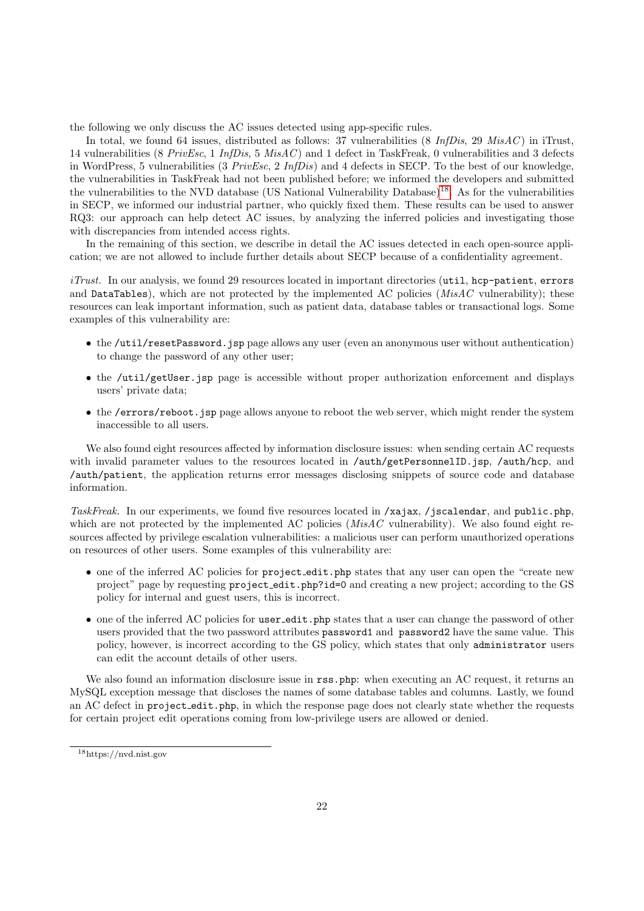the following we only discuss the AC issues detected using app-specific rules.

In total, we found 64 issues, distributed as follows: 37 vulnerabilities (8 *InfDis*, 29 *MisAC*) in iTrust, 14 vulnerabilities (8 *PrivEsc*, 1 *InfDis*, 5 *MisAC*) and 1 defect in TaskFreak, 0 vulnerabilities and 3 defects in WordPress, 5 vulnerabilities (3 *PrivEsc*, 2 *InfDis*) and 4 defects in SECP. To the best of our knowledge, the vulnerabilities in TaskFreak had not been published before; we informed the developers and submitted the vulnerabilities to the NVD database (US National Vulnerability Database)[18]. As for the vulnerabilities in SECP, we informed our industrial partner, who quickly fixed them. These results can be used to answer RQ3: our approach can help detect AC issues, by analyzing the inferred policies and investigating those with discrepancies from intended access rights.

In the remaining of this section, we describe in detail the AC issues detected in each open-source application; we are not allowed to include further details about SECP because of a confidentiality agreement.

*iTrust.* In our analysis, we found 29 resources located in important directories (`util`, `hcp-patient`, `errors` and `DataTables`), which are not protected by the implemented AC policies (*MisAC* vulnerability); these resources can leak important information, such as patient data, database tables or transactional logs. Some examples of this vulnerability are:

- the `/util/resetPassword.jsp` page allows any user (even an anonymous user without authentication) to change the password of any other user;
- the `/util/getUser.jsp` page is accessible without proper authorization enforcement and displays users' private data;
- the `/errors/reboot.jsp` page allows anyone to reboot the web server, which might render the system inaccessible to all users.

We also found eight resources affected by information disclosure issues: when sending certain AC requests with invalid parameter values to the resources located in `/auth/getPersonnelID.jsp`, `/auth/hcp`, and `/auth/patient`, the application returns error messages disclosing snippets of source code and database information.

*TaskFreak.* In our experiments, we found five resources located in `/xajax`, `/jscalendar`, and `public.php`, which are not protected by the implemented AC policies (*MisAC* vulnerability). We also found eight resources affected by privilege escalation vulnerabilities: a malicious user can perform unauthorized operations on resources of other users. Some examples of this vulnerability are:

- one of the inferred AC policies for `project_edit.php` states that any user can open the "create new project" page by requesting `project_edit.php?id=0` and creating a new project; according to the GS policy for internal and guest users, this is incorrect.
- one of the inferred AC policies for `user_edit.php` states that a user can change the password of other users provided that the two password attributes `password1` and `password2` have the same value. This policy, however, is incorrect according to the GS policy, which states that only `administrator` users can edit the account details of other users.

We also found an information disclosure issue in `rss.php`: when executing an AC request, it returns an MySQL exception message that discloses the names of some database tables and columns. Lastly, we found an AC defect in `project_edit.php`, in which the response page does not clearly state whether the requests for certain project edit operations coming from low-privilege users are allowed or denied.

[18] https://nvd.nist.gov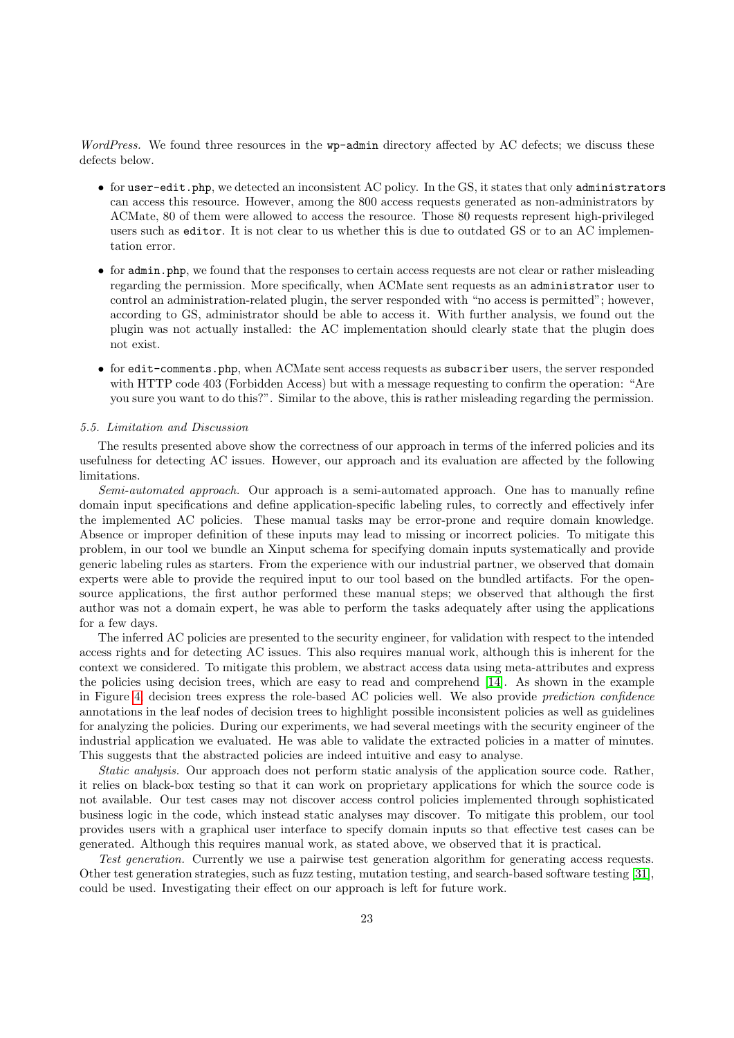*WordPress.* We found three resources in the `wp-admin` directory affected by AC defects; we discuss these defects below.

- for `user-edit.php`, we detected an inconsistent AC policy. In the GS, it states that only `administrators` can access this resource. However, among the 800 access requests generated as non-administrators by ACMate, 80 of them were allowed to access the resource. Those 80 requests represent high-privileged users such as `editor`. It is not clear to us whether this is due to outdated GS or to an AC implementation error.

- for `admin.php`, we found that the responses to certain access requests are not clear or rather misleading regarding the permission. More specifically, when ACMate sent requests as an `administrator` user to control an administration-related plugin, the server responded with "no access is permitted"; however, according to GS, administrator should be able to access it. With further analysis, we found out the plugin was not actually installed: the AC implementation should clearly state that the plugin does not exist.

- for `edit-comments.php`, when ACMate sent access requests as `subscriber` users, the server responded with HTTP code 403 (Forbidden Access) but with a message requesting to confirm the operation: "Are you sure you want to do this?". Similar to the above, this is rather misleading regarding the permission.

### 5.5. Limitation and Discussion

The results presented above show the correctness of our approach in terms of the inferred policies and its usefulness for detecting AC issues. However, our approach and its evaluation are affected by the following limitations.

*Semi-automated approach.* Our approach is a semi-automated approach. One has to manually refine domain input specifications and define application-specific labeling rules, to correctly and effectively infer the implemented AC policies. These manual tasks may be error-prone and require domain knowledge. Absence or improper definition of these inputs may lead to missing or incorrect policies. To mitigate this problem, in our tool we bundle an Xinput schema for specifying domain inputs systematically and provide generic labeling rules as starters. From the experience with our industrial partner, we observed that domain experts were able to provide the required input to our tool based on the bundled artifacts. For the open-source applications, the first author performed these manual steps; we observed that although the first author was not a domain expert, he was able to perform the tasks adequately after using the applications for a few days.

The inferred AC policies are presented to the security engineer, for validation with respect to the intended access rights and for detecting AC issues. This also requires manual work, although this is inherent for the context we considered. To mitigate this problem, we abstract access data using meta-attributes and express the policies using decision trees, which are easy to read and comprehend [14]. As shown in the example in Figure 4, decision trees express the role-based AC policies well. We also provide *prediction confidence* annotations in the leaf nodes of decision trees to highlight possible inconsistent policies as well as guidelines for analyzing the policies. During our experiments, we had several meetings with the security engineer of the industrial application we evaluated. He was able to validate the extracted policies in a matter of minutes. This suggests that the abstracted policies are indeed intuitive and easy to analyse.

*Static analysis.* Our approach does not perform static analysis of the application source code. Rather, it relies on black-box testing so that it can work on proprietary applications for which the source code is not available. Our test cases may not discover access control policies implemented through sophisticated business logic in the code, which instead static analyses may discover. To mitigate this problem, our tool provides users with a graphical user interface to specify domain inputs so that effective test cases can be generated. Although this requires manual work, as stated above, we observed that it is practical.

*Test generation.* Currently we use a pairwise test generation algorithm for generating access requests. Other test generation strategies, such as fuzz testing, mutation testing, and search-based software testing [31], could be used. Investigating their effect on our approach is left for future work.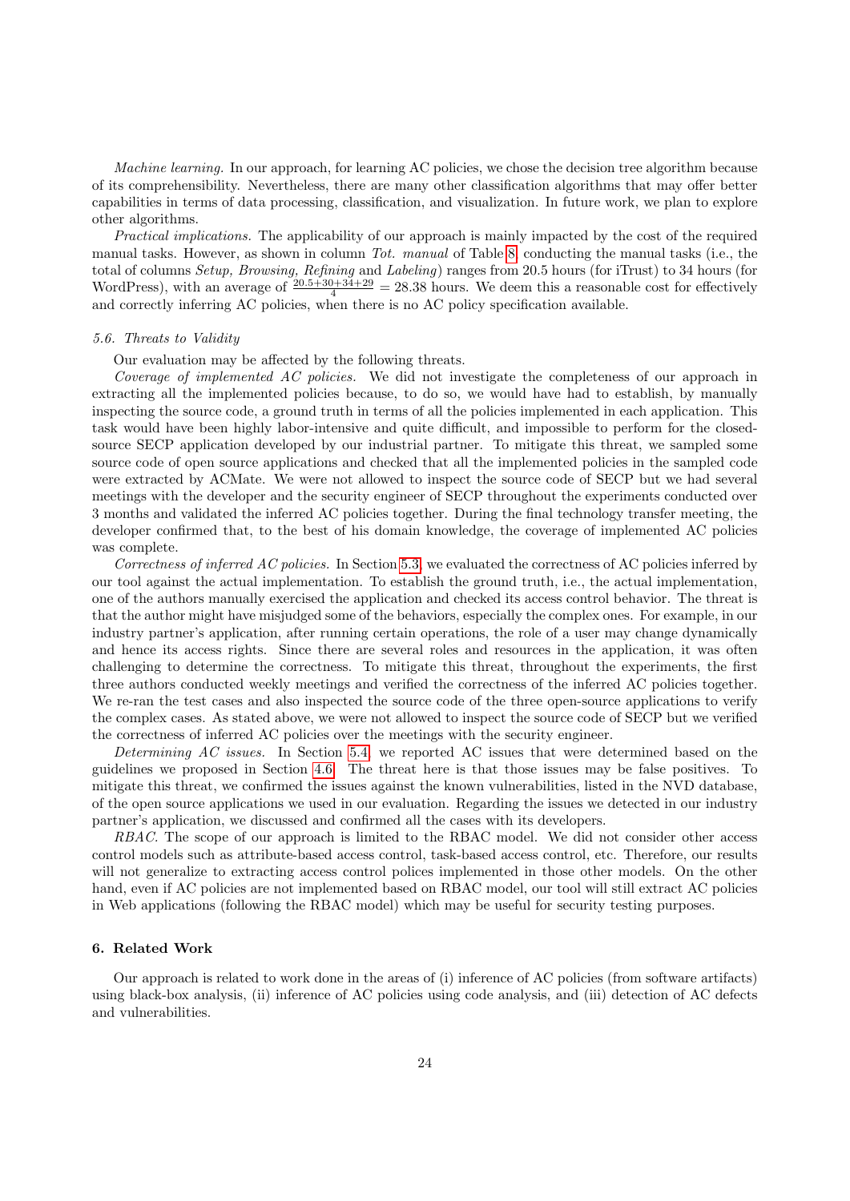*Machine learning.* In our approach, for learning AC policies, we chose the decision tree algorithm because of its comprehensibility. Nevertheless, there are many other classification algorithms that may offer better capabilities in terms of data processing, classification, and visualization. In future work, we plan to explore other algorithms.

*Practical implications.* The applicability of our approach is mainly impacted by the cost of the required manual tasks. However, as shown in column *Tot. manual* of Table 8, conducting the manual tasks (i.e., the total of columns *Setup, Browsing, Refining* and *Labeling*) ranges from 20.5 hours (for iTrust) to 34 hours (for WordPress), with an average of $\frac{20.5+30+34+29}{4} = 28.38$ hours. We deem this a reasonable cost for effectively and correctly inferring AC policies, when there is no AC policy specification available.

### 5.6. Threats to Validity

Our evaluation may be affected by the following threats.

*Coverage of implemented AC policies.* We did not investigate the completeness of our approach in extracting all the implemented policies because, to do so, we would have had to establish, by manually inspecting the source code, a ground truth in terms of all the policies implemented in each application. This task would have been highly labor-intensive and quite difficult, and impossible to perform for the closed-source SECP application developed by our industrial partner. To mitigate this threat, we sampled some source code of open source applications and checked that all the implemented policies in the sampled code were extracted by ACMate. We were not allowed to inspect the source code of SECP but we had several meetings with the developer and the security engineer of SECP throughout the experiments conducted over 3 months and validated the inferred AC policies together. During the final technology transfer meeting, the developer confirmed that, to the best of his domain knowledge, the coverage of implemented AC policies was complete.

*Correctness of inferred AC policies.* In Section 5.3, we evaluated the correctness of AC policies inferred by our tool against the actual implementation. To establish the ground truth, i.e., the actual implementation, one of the authors manually exercised the application and checked its access control behavior. The threat is that the author might have misjudged some of the behaviors, especially the complex ones. For example, in our industry partner's application, after running certain operations, the role of a user may change dynamically and hence its access rights. Since there are several roles and resources in the application, it was often challenging to determine the correctness. To mitigate this threat, throughout the experiments, the first three authors conducted weekly meetings and verified the correctness of the inferred AC policies together. We re-ran the test cases and also inspected the source code of the three open-source applications to verify the complex cases. As stated above, we were not allowed to inspect the source code of SECP but we verified the correctness of inferred AC policies over the meetings with the security engineer.

*Determining AC issues.* In Section 5.4, we reported AC issues that were determined based on the guidelines we proposed in Section 4.6. The threat here is that those issues may be false positives. To mitigate this threat, we confirmed the issues against the known vulnerabilities, listed in the NVD database, of the open source applications we used in our evaluation. Regarding the issues we detected in our industry partner's application, we discussed and confirmed all the cases with its developers.

*RBAC.* The scope of our approach is limited to the RBAC model. We did not consider other access control models such as attribute-based access control, task-based access control, etc. Therefore, our results will not generalize to extracting access control polices implemented in those other models. On the other hand, even if AC policies are not implemented based on RBAC model, our tool will still extract AC policies in Web applications (following the RBAC model) which may be useful for security testing purposes.

## 6. Related Work

Our approach is related to work done in the areas of (i) inference of AC policies (from software artifacts) using black-box analysis, (ii) inference of AC policies using code analysis, and (iii) detection of AC defects and vulnerabilities.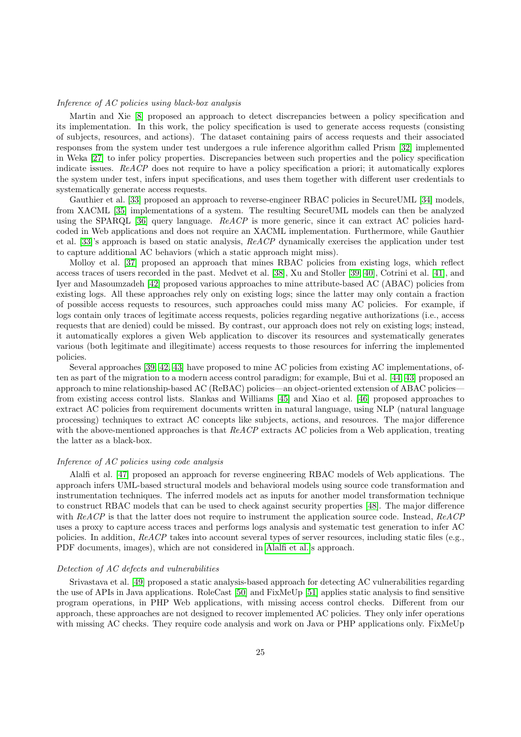*Inference of AC policies using black-box analysis*

Martin and Xie [8] proposed an approach to detect discrepancies between a policy specification and its implementation. In this work, the policy specification is used to generate access requests (consisting of subjects, resources, and actions). The dataset containing pairs of access requests and their associated responses from the system under test undergoes a rule inference algorithm called Prism [32] implemented in Weka [27] to infer policy properties. Discrepancies between such properties and the policy specification indicate issues. *ReACP* does not require to have a policy specification a priori; it automatically explores the system under test, infers input specifications, and uses them together with different user credentials to systematically generate access requests.

Gauthier et al. [33] proposed an approach to reverse-engineer RBAC policies in SecureUML [34] models, from XACML [35] implementations of a system. The resulting SecureUML models can then be analyzed using the SPARQL [36] query language. *ReACP* is more generic, since it can extract AC policies hard-coded in Web applications and does not require an XACML implementation. Furthermore, while Gauthier et al. [33]'s approach is based on static analysis, *ReACP* dynamically exercises the application under test to capture additional AC behaviors (which a static approach might miss).

Molloy et al. [37] proposed an approach that mines RBAC policies from existing logs, which reflect access traces of users recorded in the past. Medvet et al. [38], Xu and Stoller [39, 40], Cotrini et al. [41], and Iyer and Masoumzadeh [42] proposed various approaches to mine attribute-based AC (ABAC) policies from existing logs. All these approaches rely only on existing logs; since the latter may only contain a fraction of possible access requests to resources, such approaches could miss many AC policies. For example, if logs contain only traces of legitimate access requests, policies regarding negative authorizations (i.e., access requests that are denied) could be missed. By contrast, our approach does not rely on existing logs; instead, it automatically explores a given Web application to discover its resources and systematically generates various (both legitimate and illegitimate) access requests to those resources for inferring the implemented policies.

Several approaches [39, 42, 43] have proposed to mine AC policies from existing AC implementations, often as part of the migration to a modern access control paradigm; for example, Bui et al. [44, 43] proposed an approach to mine relationship-based AC (ReBAC) policies—an object-oriented extension of ABAC policies—from existing access control lists. Slankas and Williams [45] and Xiao et al. [46] proposed approaches to extract AC policies from requirement documents written in natural language, using NLP (natural language processing) techniques to extract AC concepts like subjects, actions, and resources. The major difference with the above-mentioned approaches is that *ReACP* extracts AC policies from a Web application, treating the latter as a black-box.

*Inference of AC policies using code analysis*

Alalfi et al. [47] proposed an approach for reverse engineering RBAC models of Web applications. The approach infers UML-based structural models and behavioral models using source code transformation and instrumentation techniques. The inferred models act as inputs for another model transformation technique to construct RBAC models that can be used to check against security properties [48]. The major difference with *ReACP* is that the latter does not require to instrument the application source code. Instead, *ReACP* uses a proxy to capture access traces and performs logs analysis and systematic test generation to infer AC policies. In addition, *ReACP* takes into account several types of server resources, including static files (e.g., PDF documents, images), which are not considered in Alalfi et al.'s approach.

*Detection of AC defects and vulnerabilities*

Srivastava et al. [49] proposed a static analysis-based approach for detecting AC vulnerabilities regarding the use of APIs in Java applications. RoleCast [50] and FixMeUp [51] applies static analysis to find sensitive program operations, in PHP Web applications, with missing access control checks. Different from our approach, these approaches are not designed to recover implemented AC policies. They only infer operations with missing AC checks. They require code analysis and work on Java or PHP applications only. FixMeUp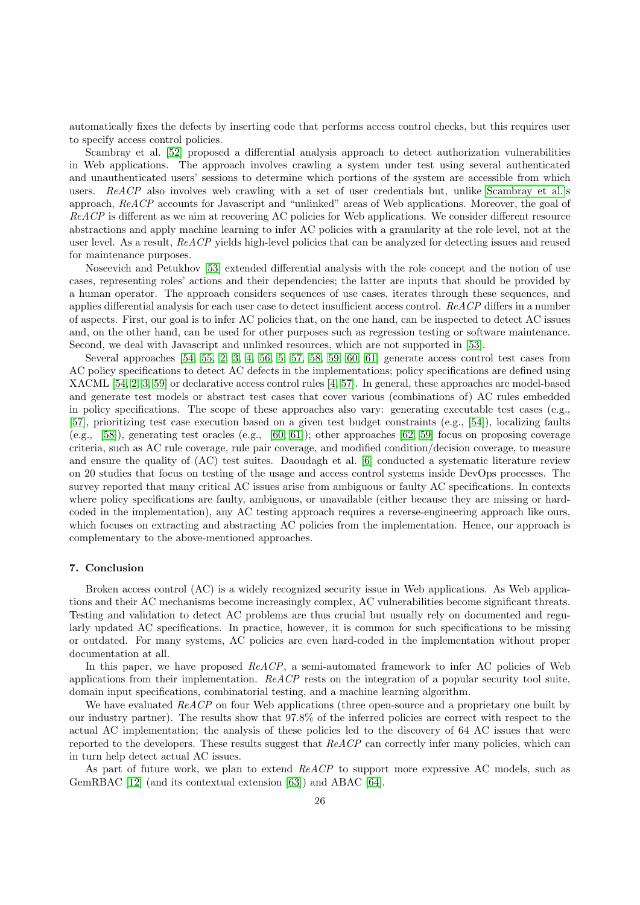automatically fixes the defects by inserting code that performs access control checks, but this requires user to specify access control policies.

Scambray et al. [52] proposed a differential analysis approach to detect authorization vulnerabilities in Web applications. The approach involves crawling a system under test using several authenticated and unauthenticated users' sessions to determine which portions of the system are accessible from which users. *ReACP* also involves web crawling with a set of user credentials but, unlike Scambray et al.'s approach, *ReACP* accounts for Javascript and "unlinked" areas of Web applications. Moreover, the goal of *ReACP* is different as we aim at recovering AC policies for Web applications. We consider different resource abstractions and apply machine learning to infer AC policies with a granularity at the role level, not at the user level. As a result, *ReACP* yields high-level policies that can be analyzed for detecting issues and reused for maintenance purposes.

Noseevich and Petukhov [53] extended differential analysis with the role concept and the notion of use cases, representing roles' actions and their dependencies; the latter are inputs that should be provided by a human operator. The approach considers sequences of use cases, iterates through these sequences, and applies differential analysis for each user case to detect insufficient access control. *ReACP* differs in a number of aspects. First, our goal is to infer AC policies that, on the one hand, can be inspected to detect AC issues and, on the other hand, can be used for other purposes such as regression testing or software maintenance. Second, we deal with Javascript and unlinked resources, which are not supported in [53].

Several approaches [54, 55, 2, 3, 4, 56, 5, 57, 58, 59, 60, 61] generate access control test cases from AC policy specifications to detect AC defects in the implementations; policy specifications are defined using XACML [54, 2, 3, 59] or declarative access control rules [4, 57]. In general, these approaches are model-based and generate test models or abstract test cases that cover various (combinations of) AC rules embedded in policy specifications. The scope of these approaches also vary: generating executable test cases (e.g., [57], prioritizing test case execution based on a given test budget constraints (e.g., [54]), localizing faults (e.g., [58]), generating test oracles (e.g., [60, 61]); other approaches [62, 59] focus on proposing coverage criteria, such as AC rule coverage, rule pair coverage, and modified condition/decision coverage, to measure and ensure the quality of (AC) test suites. Daoudagh et al. [6] conducted a systematic literature review on 20 studies that focus on testing of the usage and access control systems inside DevOps processes. The survey reported that many critical AC issues arise from ambiguous or faulty AC specifications. In contexts where policy specifications are faulty, ambiguous, or unavailable (either because they are missing or hard-coded in the implementation), any AC testing approach requires a reverse-engineering approach like ours, which focuses on extracting and abstracting AC policies from the implementation. Hence, our approach is complementary to the above-mentioned approaches.

## 7. Conclusion

Broken access control (AC) is a widely recognized security issue in Web applications. As Web applications and their AC mechanisms become increasingly complex, AC vulnerabilities become significant threats. Testing and validation to detect AC problems are thus crucial but usually rely on documented and regularly updated AC specifications. In practice, however, it is common for such specifications to be missing or outdated. For many systems, AC policies are even hard-coded in the implementation without proper documentation at all.

In this paper, we have proposed *ReACP*, a semi-automated framework to infer AC policies of Web applications from their implementation. *ReACP* rests on the integration of a popular security tool suite, domain input specifications, combinatorial testing, and a machine learning algorithm.

We have evaluated *ReACP* on four Web applications (three open-source and a proprietary one built by our industry partner). The results show that 97.8% of the inferred policies are correct with respect to the actual AC implementation; the analysis of these policies led to the discovery of 64 AC issues that were reported to the developers. These results suggest that *ReACP* can correctly infer many policies, which can in turn help detect actual AC issues.

As part of future work, we plan to extend *ReACP* to support more expressive AC models, such as GemRBAC [12] (and its contextual extension [63]) and ABAC [64].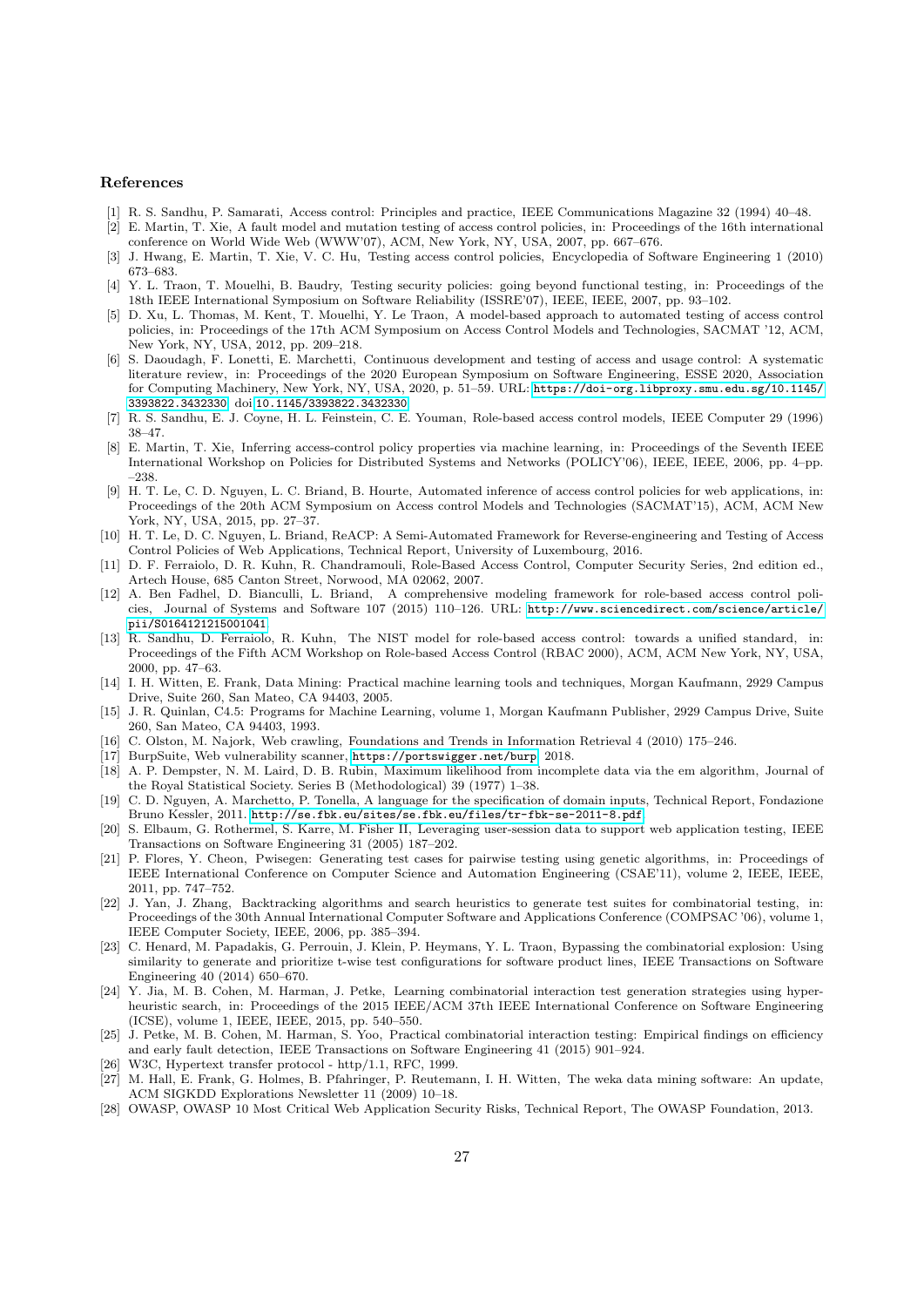## References

[1] R. S. Sandhu, P. Samarati, Access control: Principles and practice, IEEE Communications Magazine 32 (1994) 40–48.

[2] E. Martin, T. Xie, A fault model and mutation testing of access control policies, in: Proceedings of the 16th international conference on World Wide Web (WWW'07), ACM, New York, NY, USA, 2007, pp. 667–676.

[3] J. Hwang, E. Martin, T. Xie, V. C. Hu, Testing access control policies, Encyclopedia of Software Engineering 1 (2010) 673–683.

[4] Y. L. Traon, T. Mouelhi, B. Baudry, Testing security policies: going beyond functional testing, in: Proceedings of the 18th IEEE International Symposium on Software Reliability (ISSRE'07), IEEE, IEEE, 2007, pp. 93–102.

[5] D. Xu, L. Thomas, M. Kent, T. Mouelhi, Y. Le Traon, A model-based approach to automated testing of access control policies, in: Proceedings of the 17th ACM Symposium on Access Control Models and Technologies, SACMAT '12, ACM, New York, NY, USA, 2012, pp. 209–218.

[6] S. Daoudagh, F. Lonetti, E. Marchetti, Continuous development and testing of access and usage control: A systematic literature review, in: Proceedings of the 2020 European Symposium on Software Engineering, ESSE 2020, Association for Computing Machinery, New York, NY, USA, 2020, p. 51–59. URL: https://doi-org.libproxy.smu.edu.sg/10.1145/3393822.3432330. doi:10.1145/3393822.3432330.

[7] R. S. Sandhu, E. J. Coyne, H. L. Feinstein, C. E. Youman, Role-based access control models, IEEE Computer 29 (1996) 38–47.

[8] E. Martin, T. Xie, Inferring access-control policy properties via machine learning, in: Proceedings of the Seventh IEEE International Workshop on Policies for Distributed Systems and Networks (POLICY'06), IEEE, IEEE, 2006, pp. 4–pp. –238.

[9] H. T. Le, C. D. Nguyen, L. C. Briand, B. Hourte, Automated inference of access control policies for web applications, in: Proceedings of the 20th ACM Symposium on Access control Models and Technologies (SACMAT'15), ACM, ACM New York, NY, USA, 2015, pp. 27–37.

[10] H. T. Le, D. C. Nguyen, L. Briand, ReACP: A Semi-Automated Framework for Reverse-engineering and Testing of Access Control Policies of Web Applications, Technical Report, University of Luxembourg, 2016.

[11] D. F. Ferraiolo, D. R. Kuhn, R. Chandramouli, Role-Based Access Control, Computer Security Series, 2nd edition ed., Artech House, 685 Canton Street, Norwood, MA 02062, 2007.

[12] A. Ben Fadhel, D. Bianculli, L. Briand, A comprehensive modeling framework for role-based access control policies, Journal of Systems and Software 107 (2015) 110–126. URL: http://www.sciencedirect.com/science/article/pii/S0164121215001041.

[13] R. Sandhu, D. Ferraiolo, R. Kuhn, The NIST model for role-based access control: towards a unified standard, in: Proceedings of the Fifth ACM Workshop on Role-based Access Control (RBAC 2000), ACM, ACM New York, NY, USA, 2000, pp. 47–63.

[14] I. H. Witten, E. Frank, Data Mining: Practical machine learning tools and techniques, Morgan Kaufmann, 2929 Campus Drive, Suite 260, San Mateo, CA 94403, 2005.

[15] J. R. Quinlan, C4.5: Programs for Machine Learning, volume 1, Morgan Kaufmann Publisher, 2929 Campus Drive, Suite 260, San Mateo, CA 94403, 1993.

[16] C. Olston, M. Najork, Web crawling, Foundations and Trends in Information Retrieval 4 (2010) 175–246.

[17] BurpSuite, Web vulnerability scanner, https://portswigger.net/burp, 2018.

[18] A. P. Dempster, N. M. Laird, D. B. Rubin, Maximum likelihood from incomplete data via the em algorithm, Journal of the Royal Statistical Society. Series B (Methodological) 39 (1977) 1–38.

[19] C. D. Nguyen, A. Marchetto, P. Tonella, A language for the specification of domain inputs, Technical Report, Fondazione Bruno Kessler, 2011. http://se.fbk.eu/sites/se.fbk.eu/files/tr-fbk-se-2011-8.pdf.

[20] S. Elbaum, G. Rothermel, S. Karre, M. Fisher II, Leveraging user-session data to support web application testing, IEEE Transactions on Software Engineering 31 (2005) 187–202.

[21] P. Flores, Y. Cheon, Pwisegen: Generating test cases for pairwise testing using genetic algorithms, in: Proceedings of IEEE International Conference on Computer Science and Automation Engineering (CSAE'11), volume 2, IEEE, IEEE, 2011, pp. 747–752.

[22] J. Yan, J. Zhang, Backtracking algorithms and search heuristics to generate test suites for combinatorial testing, in: Proceedings of the 30th Annual International Computer Software and Applications Conference (COMPSAC '06), volume 1, IEEE Computer Society, IEEE, 2006, pp. 385–394.

[23] C. Henard, M. Papadakis, G. Perrouin, J. Klein, P. Heymans, Y. L. Traon, Bypassing the combinatorial explosion: Using similarity to generate and prioritize t-wise test configurations for software product lines, IEEE Transactions on Software Engineering 40 (2014) 650–670.

[24] Y. Jia, M. B. Cohen, M. Harman, J. Petke, Learning combinatorial interaction test generation strategies using hyperheuristic search, in: Proceedings of the 2015 IEEE/ACM 37th IEEE International Conference on Software Engineering (ICSE), volume 1, IEEE, IEEE, 2015, pp. 540–550.

[25] J. Petke, M. B. Cohen, M. Harman, S. Yoo, Practical combinatorial interaction testing: Empirical findings on efficiency and early fault detection, IEEE Transactions on Software Engineering 41 (2015) 901–924.

[26] W3C, Hypertext transfer protocol - http/1.1, RFC, 1999.

[27] M. Hall, E. Frank, G. Holmes, B. Pfahringer, P. Reutemann, I. H. Witten, The weka data mining software: An update, ACM SIGKDD Explorations Newsletter 11 (2009) 10–18.

[28] OWASP, OWASP 10 Most Critical Web Application Security Risks, Technical Report, The OWASP Foundation, 2013.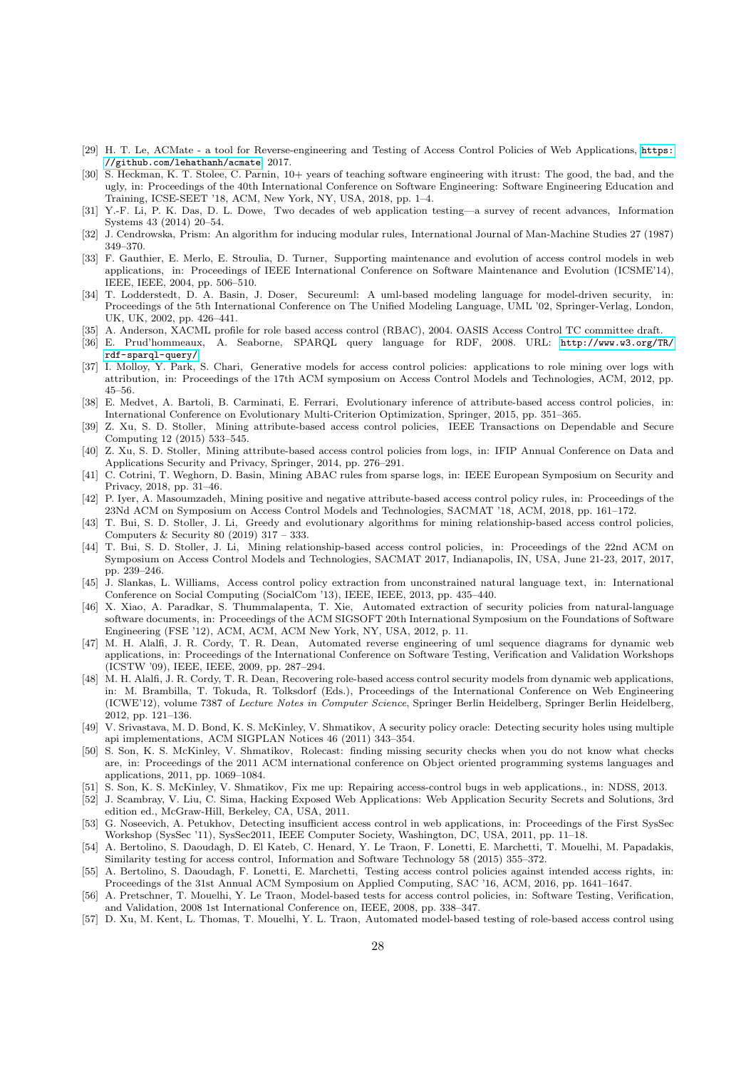[29] H. T. Le, ACMate - a tool for Reverse-engineering and Testing of Access Control Policies of Web Applications, https://github.com/lehathanh/acmate, 2017.

[30] S. Heckman, K. T. Stolee, C. Parnin, 10+ years of teaching software engineering with itrust: The good, the bad, and the ugly, in: Proceedings of the 40th International Conference on Software Engineering: Software Engineering Education and Training, ICSE-SEET '18, ACM, New York, NY, USA, 2018, pp. 1–4.

[31] Y.-F. Li, P. K. Das, D. L. Dowe, Two decades of web application testing—a survey of recent advances, Information Systems 43 (2014) 20–54.

[32] J. Cendrowska, Prism: An algorithm for inducing modular rules, International Journal of Man-Machine Studies 27 (1987) 349–370.

[33] F. Gauthier, E. Merlo, E. Stroulia, D. Turner, Supporting maintenance and evolution of access control models in web applications, in: Proceedings of IEEE International Conference on Software Maintenance and Evolution (ICSME'14), IEEE, IEEE, 2004, pp. 506–510.

[34] T. Lodderstedt, D. A. Basin, J. Doser, Secureuml: A uml-based modeling language for model-driven security, in: Proceedings of the 5th International Conference on The Unified Modeling Language, UML '02, Springer-Verlag, London, UK, UK, 2002, pp. 426–441.

[35] A. Anderson, XACML profile for role based access control (RBAC), 2004. OASIS Access Control TC committee draft.

[36] E. Prud'hommeaux, A. Seaborne, SPARQL query language for RDF, 2008. URL: http://www.w3.org/TR/rdf-sparql-query/.

[37] I. Molloy, Y. Park, S. Chari, Generative models for access control policies: applications to role mining over logs with attribution, in: Proceedings of the 17th ACM symposium on Access Control Models and Technologies, ACM, 2012, pp. 45–56.

[38] E. Medvet, A. Bartoli, B. Carminati, E. Ferrari, Evolutionary inference of attribute-based access control policies, in: International Conference on Evolutionary Multi-Criterion Optimization, Springer, 2015, pp. 351–365.

[39] Z. Xu, S. D. Stoller, Mining attribute-based access control policies, IEEE Transactions on Dependable and Secure Computing 12 (2015) 533–545.

[40] Z. Xu, S. D. Stoller, Mining attribute-based access control policies from logs, in: IFIP Annual Conference on Data and Applications Security and Privacy, Springer, 2014, pp. 276–291.

[41] C. Cotrini, T. Weghorn, D. Basin, Mining ABAC rules from sparse logs, in: IEEE European Symposium on Security and Privacy, 2018, pp. 31–46.

[42] P. Iyer, A. Masoumzadeh, Mining positive and negative attribute-based access control policy rules, in: Proceedings of the 23Nd ACM on Symposium on Access Control Models and Technologies, SACMAT '18, ACM, 2018, pp. 161–172.

[43] T. Bui, S. D. Stoller, J. Li, Greedy and evolutionary algorithms for mining relationship-based access control policies, Computers & Security 80 (2019) 317 – 333.

[44] T. Bui, S. D. Stoller, J. Li, Mining relationship-based access control policies, in: Proceedings of the 22nd ACM on Symposium on Access Control Models and Technologies, SACMAT 2017, Indianapolis, IN, USA, June 21-23, 2017, 2017, pp. 239–246.

[45] J. Slankas, L. Williams, Access control policy extraction from unconstrained natural language text, in: International Conference on Social Computing (SocialCom '13), IEEE, IEEE, 2013, pp. 435–440.

[46] X. Xiao, A. Paradkar, S. Thummalapenta, T. Xie, Automated extraction of security policies from natural-language software documents, in: Proceedings of the ACM SIGSOFT 20th International Symposium on the Foundations of Software Engineering (FSE '12), ACM, ACM, ACM New York, NY, USA, 2012, p. 11.

[47] M. H. Alalfi, J. R. Cordy, T. R. Dean, Automated reverse engineering of uml sequence diagrams for dynamic web applications, in: Proceedings of the International Conference on Software Testing, Verification and Validation Workshops (ICSTW '09), IEEE, IEEE, 2009, pp. 287–294.

[48] M. H. Alalfi, J. R. Cordy, T. R. Dean, Recovering role-based access control security models from dynamic web applications, in: M. Brambilla, T. Tokuda, R. Tolksdorf (Eds.), Proceedings of the International Conference on Web Engineering (ICWE'12), volume 7387 of *Lecture Notes in Computer Science*, Springer Berlin Heidelberg, Springer Berlin Heidelberg, 2012, pp. 121–136.

[49] V. Srivastava, M. D. Bond, K. S. McKinley, V. Shmatikov, A security policy oracle: Detecting security holes using multiple api implementations, ACM SIGPLAN Notices 46 (2011) 343–354.

[50] S. Son, K. S. McKinley, V. Shmatikov, Rolecast: finding missing security checks when you do not know what checks are, in: Proceedings of the 2011 ACM international conference on Object oriented programming systems languages and applications, 2011, pp. 1069–1084.

[51] S. Son, K. S. McKinley, V. Shmatikov, Fix me up: Repairing access-control bugs in web applications., in: NDSS, 2013.

[52] J. Scambray, V. Liu, C. Sima, Hacking Exposed Web Applications: Web Application Security Secrets and Solutions, 3rd edition ed., McGraw-Hill, Berkeley, CA, USA, 2011.

[53] G. Noseevich, A. Petukhov, Detecting insufficient access control in web applications, in: Proceedings of the First SysSec Workshop (SysSec '11), SysSec2011, IEEE Computer Society, Washington, DC, USA, 2011, pp. 11–18.

[54] A. Bertolino, S. Daoudagh, D. El Kateb, C. Henard, Y. Le Traon, F. Lonetti, E. Marchetti, T. Mouelhi, M. Papadakis, Similarity testing for access control, Information and Software Technology 58 (2015) 355–372.

[55] A. Bertolino, S. Daoudagh, F. Lonetti, E. Marchetti, Testing access control policies against intended access rights, in: Proceedings of the 31st Annual ACM Symposium on Applied Computing, SAC '16, ACM, 2016, pp. 1641–1647.

[56] A. Pretschner, T. Mouelhi, Y. Le Traon, Model-based tests for access control policies, in: Software Testing, Verification, and Validation, 2008 1st International Conference on, IEEE, 2008, pp. 338–347.

[57] D. Xu, M. Kent, L. Thomas, T. Mouelhi, Y. L. Traon, Automated model-based testing of role-based access control using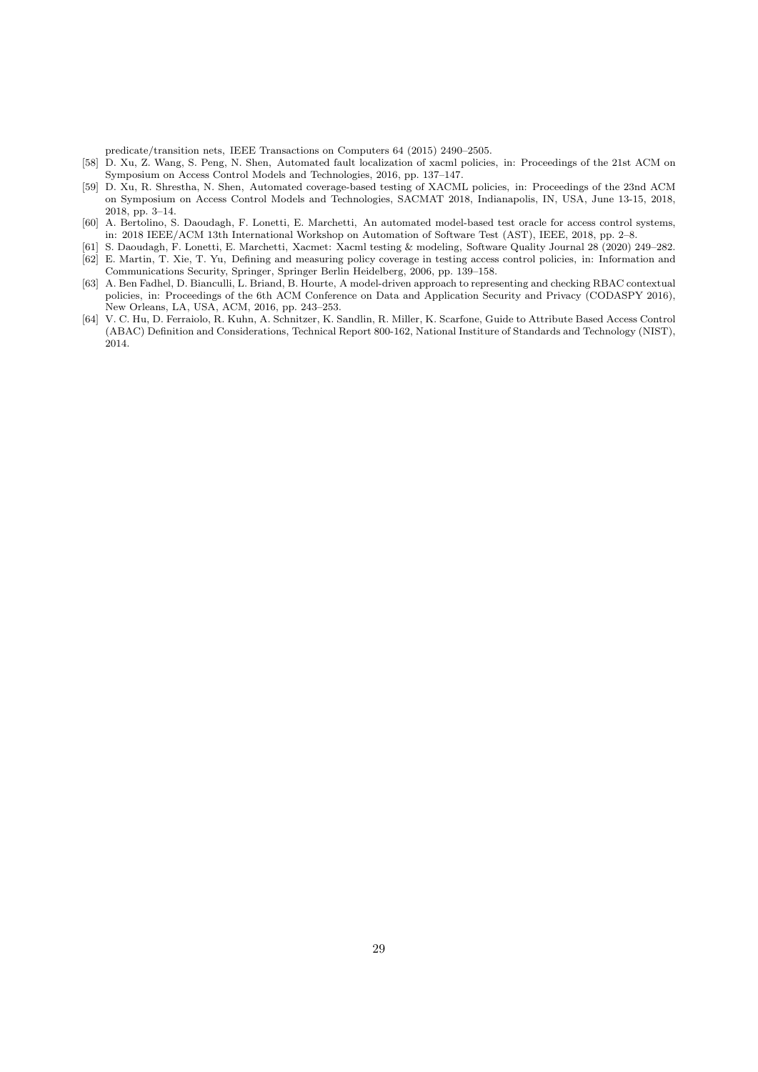predicate/transition nets, IEEE Transactions on Computers 64 (2015) 2490–2505.

[58] D. Xu, Z. Wang, S. Peng, N. Shen, Automated fault localization of xacml policies, in: Proceedings of the 21st ACM on Symposium on Access Control Models and Technologies, 2016, pp. 137–147.

[59] D. Xu, R. Shrestha, N. Shen, Automated coverage-based testing of XACML policies, in: Proceedings of the 23nd ACM on Symposium on Access Control Models and Technologies, SACMAT 2018, Indianapolis, IN, USA, June 13-15, 2018, 2018, pp. 3–14.

[60] A. Bertolino, S. Daoudagh, F. Lonetti, E. Marchetti, An automated model-based test oracle for access control systems, in: 2018 IEEE/ACM 13th International Workshop on Automation of Software Test (AST), IEEE, 2018, pp. 2–8.

[61] S. Daoudagh, F. Lonetti, E. Marchetti, Xacmet: Xacml testing & modeling, Software Quality Journal 28 (2020) 249–282.

[62] E. Martin, T. Xie, T. Yu, Defining and measuring policy coverage in testing access control policies, in: Information and Communications Security, Springer, Springer Berlin Heidelberg, 2006, pp. 139–158.

[63] A. Ben Fadhel, D. Bianculli, L. Briand, B. Hourte, A model-driven approach to representing and checking RBAC contextual policies, in: Proceedings of the 6th ACM Conference on Data and Application Security and Privacy (CODASPY 2016), New Orleans, LA, USA, ACM, 2016, pp. 243–253.

[64] V. C. Hu, D. Ferraiolo, R. Kuhn, A. Schnitzer, K. Sandlin, R. Miller, K. Scarfone, Guide to Attribute Based Access Control (ABAC) Definition and Considerations, Technical Report 800-162, National Institure of Standards and Technology (NIST), 2014.